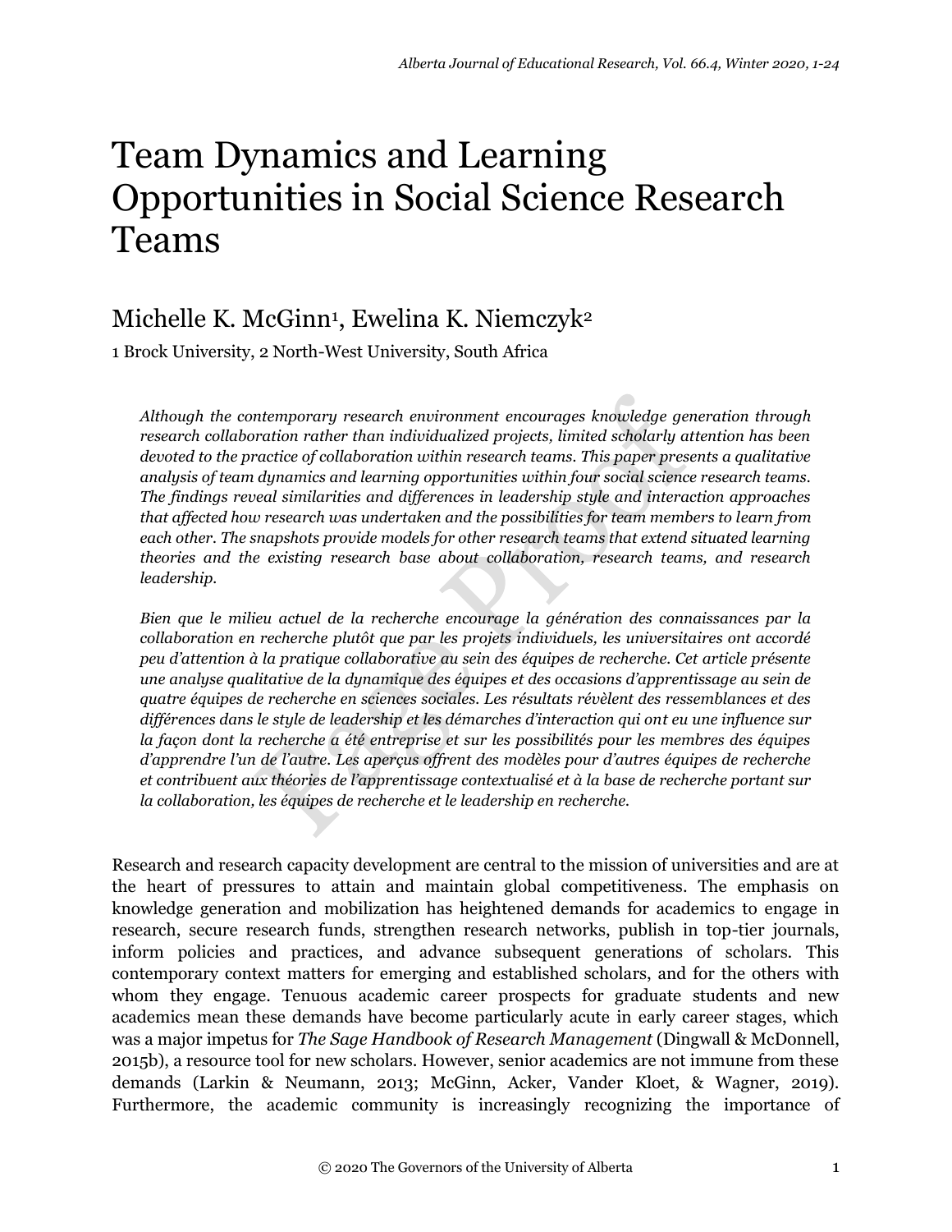# Team Dynamics and Learning Opportunities in Social Science Research Teams

Michelle K. McGinn[1], Ewelina K. Niemczyk[2]

1 Brock University, 2 North-West University, South Africa

*Although the contemporary research environment encourages knowledge generation through research collaboration rather than individualized projects, limited scholarly attention has been devoted to the practice of collaboration within research teams. This paper presents a qualitative analysis of team dynamics and learning opportunities within four social science research teams. The findings reveal similarities and differences in leadership style and interaction approaches that affected how research was undertaken and the possibilities for team members to learn from each other. The snapshots provide models for other research teams that extend situated learning theories and the existing research base about collaboration, research teams, and research leadership.*

*Bien que le milieu actuel de la recherche encourage la génération des connaissances par la collaboration en recherche plutôt que par les projets individuels, les universitaires ont accordé peu d'attention à la pratique collaborative au sein des équipes de recherche. Cet article présente une analyse qualitative de la dynamique des équipes et des occasions d'apprentissage au sein de quatre équipes de recherche en sciences sociales. Les résultats révèlent des ressemblances et des différences dans le style de leadership et les démarches d'interaction qui ont eu une influence sur la façon dont la recherche a été entreprise et sur les possibilités pour les membres des équipes d'apprendre l'un de l'autre. Les aperçus offrent des modèles pour d'autres équipes de recherche et contribuent aux théories de l'apprentissage contextualisé et à la base de recherche portant sur la collaboration, les équipes de recherche et le leadership en recherche.*

Research and research capacity development are central to the mission of universities and are at the heart of pressures to attain and maintain global competitiveness. The emphasis on knowledge generation and mobilization has heightened demands for academics to engage in research, secure research funds, strengthen research networks, publish in top-tier journals, inform policies and practices, and advance subsequent generations of scholars. This contemporary context matters for emerging and established scholars, and for the others with whom they engage. Tenuous academic career prospects for graduate students and new academics mean these demands have become particularly acute in early career stages, which was a major impetus for *The Sage Handbook of Research Management* (Dingwall & McDonnell, 2015b), a resource tool for new scholars. However, senior academics are not immune from these demands (Larkin & Neumann, 2013; McGinn, Acker, Vander Kloet, & Wagner, 2019). Furthermore, the academic community is increasingly recognizing the importance of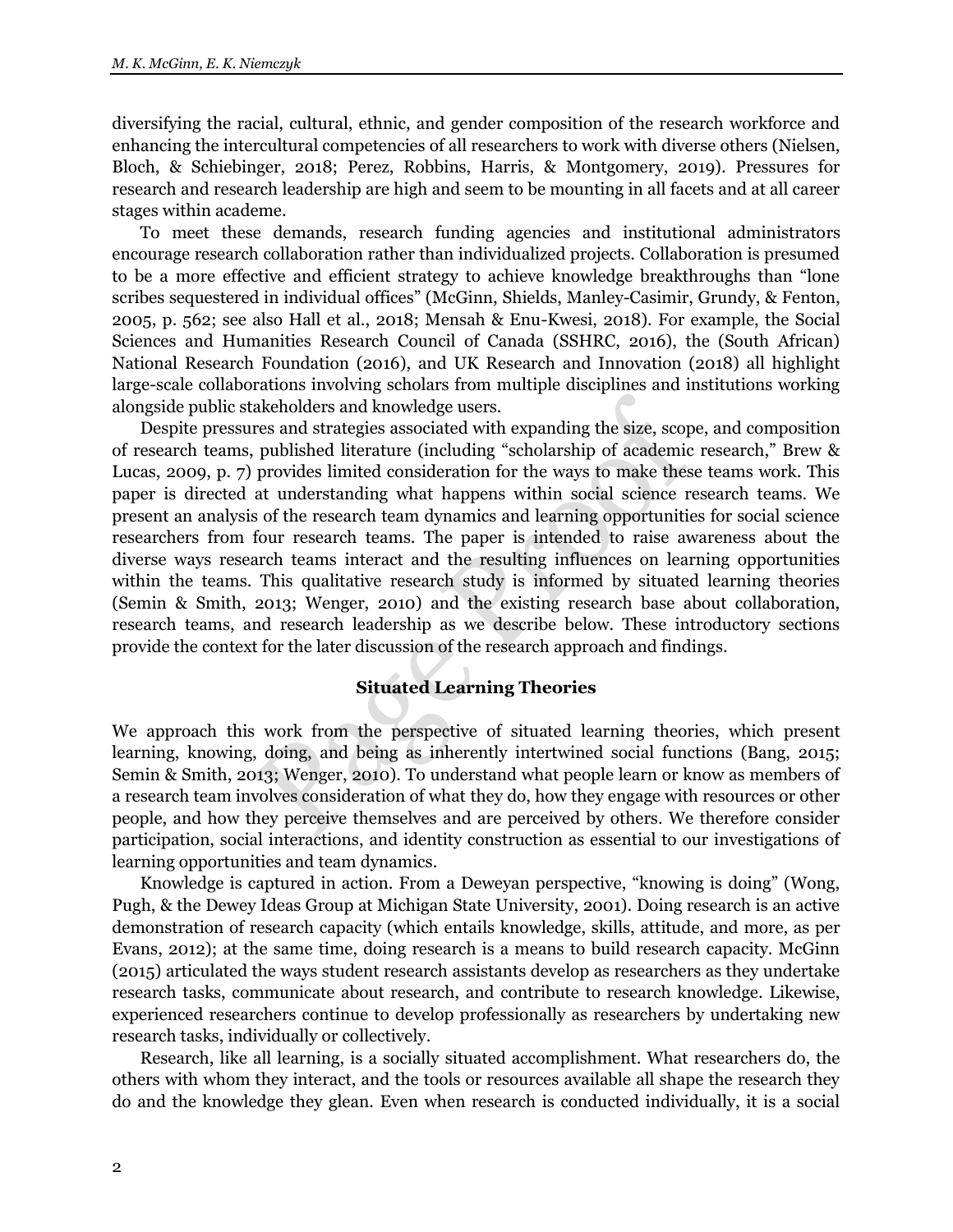diversifying the racial, cultural, ethnic, and gender composition of the research workforce and enhancing the intercultural competencies of all researchers to work with diverse others (Nielsen, Bloch, & Schiebinger, 2018; Perez, Robbins, Harris, & Montgomery, 2019). Pressures for research and research leadership are high and seem to be mounting in all facets and at all career stages within academe.

To meet these demands, research funding agencies and institutional administrators encourage research collaboration rather than individualized projects. Collaboration is presumed to be a more effective and efficient strategy to achieve knowledge breakthroughs than "lone scribes sequestered in individual offices" (McGinn, Shields, Manley-Casimir, Grundy, & Fenton, 2005, p. 562; see also Hall et al., 2018; Mensah & Enu-Kwesi, 2018). For example, the Social Sciences and Humanities Research Council of Canada (SSHRC, 2016), the (South African) National Research Foundation (2016), and UK Research and Innovation (2018) all highlight large-scale collaborations involving scholars from multiple disciplines and institutions working alongside public stakeholders and knowledge users.

Despite pressures and strategies associated with expanding the size, scope, and composition of research teams, published literature (including "scholarship of academic research," Brew & Lucas, 2009, p. 7) provides limited consideration for the ways to make these teams work. This paper is directed at understanding what happens within social science research teams. We present an analysis of the research team dynamics and learning opportunities for social science researchers from four research teams. The paper is intended to raise awareness about the diverse ways research teams interact and the resulting influences on learning opportunities within the teams. This qualitative research study is informed by situated learning theories (Semin & Smith, 2013; Wenger, 2010) and the existing research base about collaboration, research teams, and research leadership as we describe below. These introductory sections provide the context for the later discussion of the research approach and findings.

## Situated Learning Theories

We approach this work from the perspective of situated learning theories, which present learning, knowing, doing, and being as inherently intertwined social functions (Bang, 2015; Semin & Smith, 2013; Wenger, 2010). To understand what people learn or know as members of a research team involves consideration of what they do, how they engage with resources or other people, and how they perceive themselves and are perceived by others. We therefore consider participation, social interactions, and identity construction as essential to our investigations of learning opportunities and team dynamics.

Knowledge is captured in action. From a Deweyan perspective, "knowing is doing" (Wong, Pugh, & the Dewey Ideas Group at Michigan State University, 2001). Doing research is an active demonstration of research capacity (which entails knowledge, skills, attitude, and more, as per Evans, 2012); at the same time, doing research is a means to build research capacity. McGinn (2015) articulated the ways student research assistants develop as researchers as they undertake research tasks, communicate about research, and contribute to research knowledge. Likewise, experienced researchers continue to develop professionally as researchers by undertaking new research tasks, individually or collectively.

Research, like all learning, is a socially situated accomplishment. What researchers do, the others with whom they interact, and the tools or resources available all shape the research they do and the knowledge they glean. Even when research is conducted individually, it is a social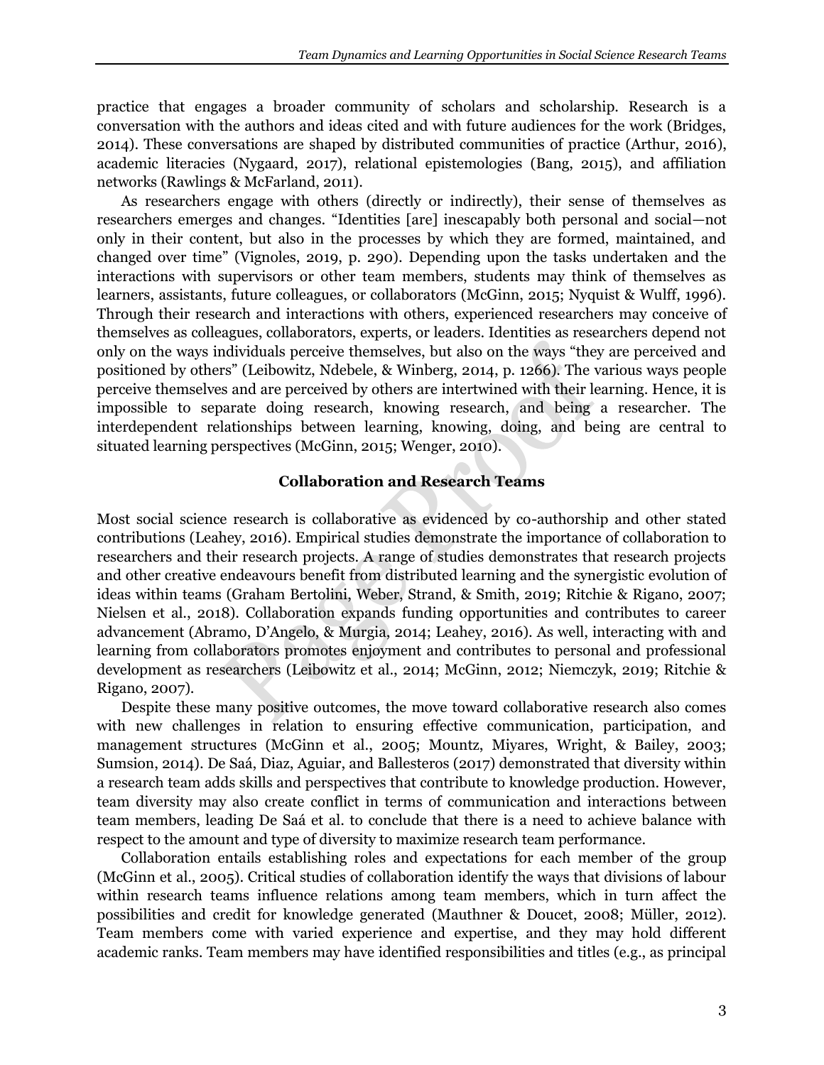practice that engages a broader community of scholars and scholarship. Research is a conversation with the authors and ideas cited and with future audiences for the work (Bridges, 2014). These conversations are shaped by distributed communities of practice (Arthur, 2016), academic literacies (Nygaard, 2017), relational epistemologies (Bang, 2015), and affiliation networks (Rawlings & McFarland, 2011).

As researchers engage with others (directly or indirectly), their sense of themselves as researchers emerges and changes. "Identities [are] inescapably both personal and social—not only in their content, but also in the processes by which they are formed, maintained, and changed over time" (Vignoles, 2019, p. 290). Depending upon the tasks undertaken and the interactions with supervisors or other team members, students may think of themselves as learners, assistants, future colleagues, or collaborators (McGinn, 2015; Nyquist & Wulff, 1996). Through their research and interactions with others, experienced researchers may conceive of themselves as colleagues, collaborators, experts, or leaders. Identities as researchers depend not only on the ways individuals perceive themselves, but also on the ways "they are perceived and positioned by others" (Leibowitz, Ndebele, & Winberg, 2014, p. 1266). The various ways people perceive themselves and are perceived by others are intertwined with their learning. Hence, it is impossible to separate doing research, knowing research, and being a researcher. The interdependent relationships between learning, knowing, doing, and being are central to situated learning perspectives (McGinn, 2015; Wenger, 2010).

## Collaboration and Research Teams

Most social science research is collaborative as evidenced by co-authorship and other stated contributions (Leahey, 2016). Empirical studies demonstrate the importance of collaboration to researchers and their research projects. A range of studies demonstrates that research projects and other creative endeavours benefit from distributed learning and the synergistic evolution of ideas within teams (Graham Bertolini, Weber, Strand, & Smith, 2019; Ritchie & Rigano, 2007; Nielsen et al., 2018). Collaboration expands funding opportunities and contributes to career advancement (Abramo, D'Angelo, & Murgia, 2014; Leahey, 2016). As well, interacting with and learning from collaborators promotes enjoyment and contributes to personal and professional development as researchers (Leibowitz et al., 2014; McGinn, 2012; Niemczyk, 2019; Ritchie & Rigano, 2007).

Despite these many positive outcomes, the move toward collaborative research also comes with new challenges in relation to ensuring effective communication, participation, and management structures (McGinn et al., 2005; Mountz, Miyares, Wright, & Bailey, 2003; Sumsion, 2014). De Saá, Diaz, Aguiar, and Ballesteros (2017) demonstrated that diversity within a research team adds skills and perspectives that contribute to knowledge production. However, team diversity may also create conflict in terms of communication and interactions between team members, leading De Saá et al. to conclude that there is a need to achieve balance with respect to the amount and type of diversity to maximize research team performance.

Collaboration entails establishing roles and expectations for each member of the group (McGinn et al., 2005). Critical studies of collaboration identify the ways that divisions of labour within research teams influence relations among team members, which in turn affect the possibilities and credit for knowledge generated (Mauthner & Doucet, 2008; Müller, 2012). Team members come with varied experience and expertise, and they may hold different academic ranks. Team members may have identified responsibilities and titles (e.g., as principal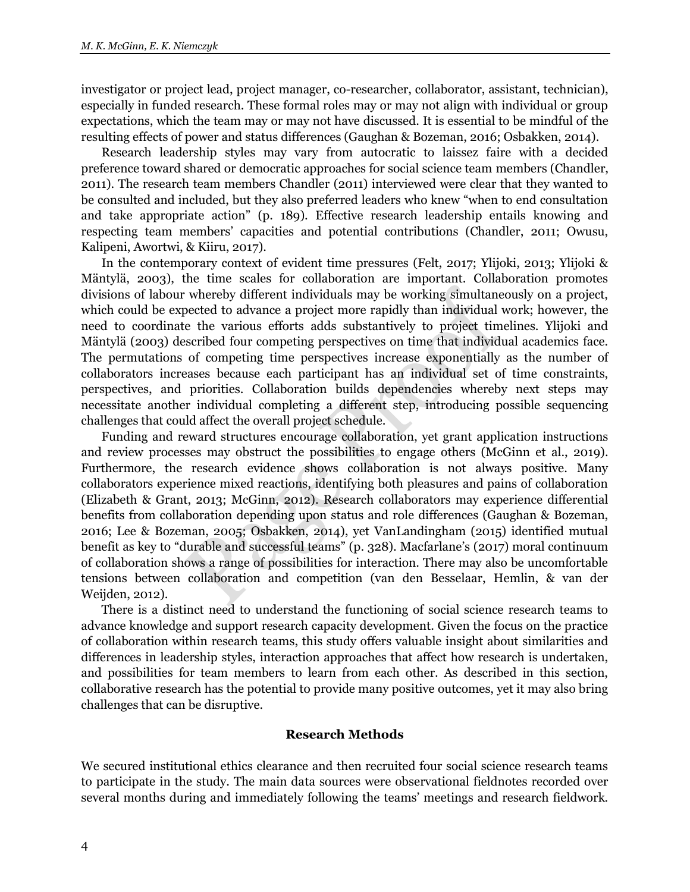investigator or project lead, project manager, co-researcher, collaborator, assistant, technician), especially in funded research. These formal roles may or may not align with individual or group expectations, which the team may or may not have discussed. It is essential to be mindful of the resulting effects of power and status differences (Gaughan & Bozeman, 2016; Osbakken, 2014).

Research leadership styles may vary from autocratic to laissez faire with a decided preference toward shared or democratic approaches for social science team members (Chandler, 2011). The research team members Chandler (2011) interviewed were clear that they wanted to be consulted and included, but they also preferred leaders who knew "when to end consultation and take appropriate action" (p. 189). Effective research leadership entails knowing and respecting team members' capacities and potential contributions (Chandler, 2011; Owusu, Kalipeni, Awortwi, & Kiiru, 2017).

In the contemporary context of evident time pressures (Felt, 2017; Ylijoki, 2013; Ylijoki & Mäntylä, 2003), the time scales for collaboration are important. Collaboration promotes divisions of labour whereby different individuals may be working simultaneously on a project, which could be expected to advance a project more rapidly than individual work; however, the need to coordinate the various efforts adds substantively to project timelines. Ylijoki and Mäntylä (2003) described four competing perspectives on time that individual academics face. The permutations of competing time perspectives increase exponentially as the number of collaborators increases because each participant has an individual set of time constraints, perspectives, and priorities. Collaboration builds dependencies whereby next steps may necessitate another individual completing a different step, introducing possible sequencing challenges that could affect the overall project schedule.

Funding and reward structures encourage collaboration, yet grant application instructions and review processes may obstruct the possibilities to engage others (McGinn et al., 2019). Furthermore, the research evidence shows collaboration is not always positive. Many collaborators experience mixed reactions, identifying both pleasures and pains of collaboration (Elizabeth & Grant, 2013; McGinn, 2012). Research collaborators may experience differential benefits from collaboration depending upon status and role differences (Gaughan & Bozeman, 2016; Lee & Bozeman, 2005; Osbakken, 2014), yet VanLandingham (2015) identified mutual benefit as key to "durable and successful teams" (p. 328). Macfarlane's (2017) moral continuum of collaboration shows a range of possibilities for interaction. There may also be uncomfortable tensions between collaboration and competition (van den Besselaar, Hemlin, & van der Weijden, 2012).

There is a distinct need to understand the functioning of social science research teams to advance knowledge and support research capacity development. Given the focus on the practice of collaboration within research teams, this study offers valuable insight about similarities and differences in leadership styles, interaction approaches that affect how research is undertaken, and possibilities for team members to learn from each other. As described in this section, collaborative research has the potential to provide many positive outcomes, yet it may also bring challenges that can be disruptive.

## Research Methods

We secured institutional ethics clearance and then recruited four social science research teams to participate in the study. The main data sources were observational fieldnotes recorded over several months during and immediately following the teams' meetings and research fieldwork.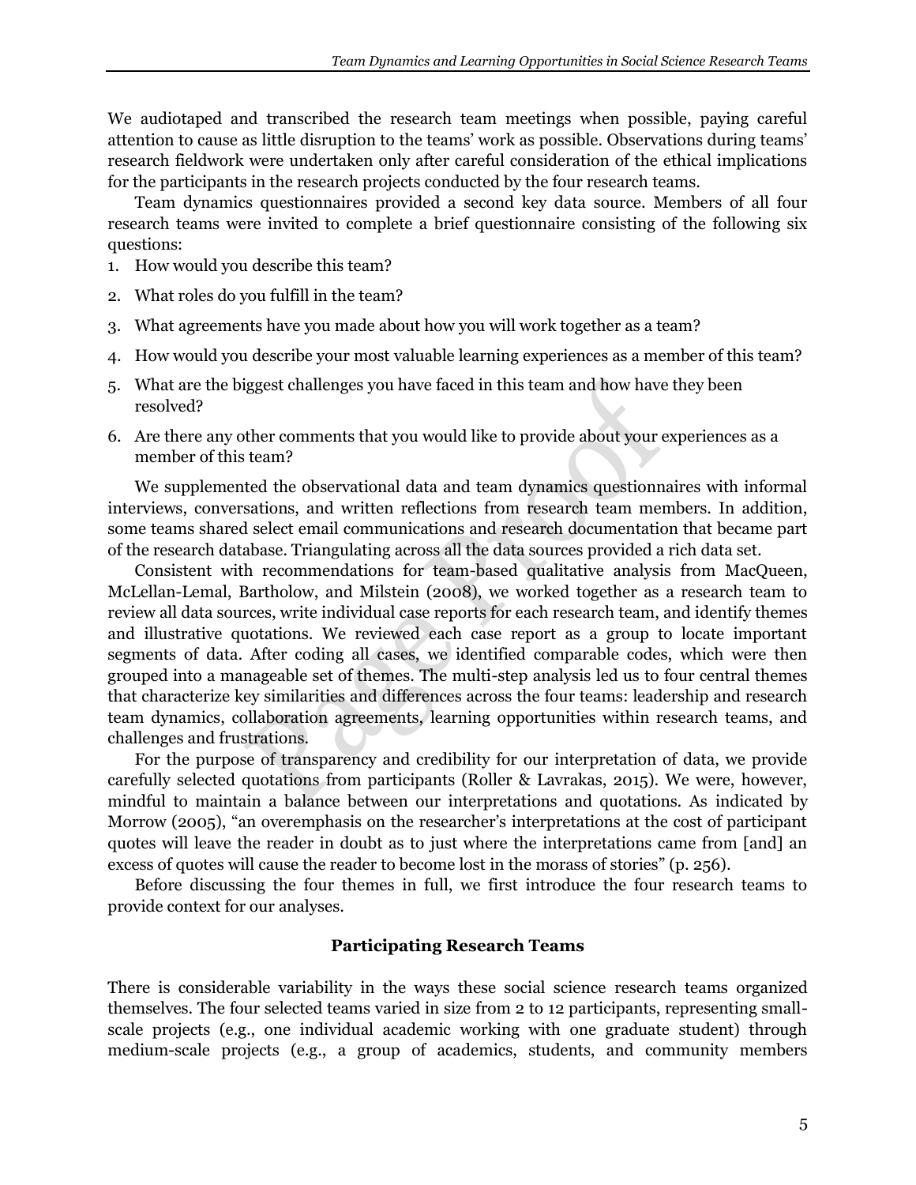We audiotaped and transcribed the research team meetings when possible, paying careful attention to cause as little disruption to the teams' work as possible. Observations during teams' research fieldwork were undertaken only after careful consideration of the ethical implications for the participants in the research projects conducted by the four research teams.

Team dynamics questionnaires provided a second key data source. Members of all four research teams were invited to complete a brief questionnaire consisting of the following six questions:

1. How would you describe this team?
2. What roles do you fulfill in the team?
3. What agreements have you made about how you will work together as a team?
4. How would you describe your most valuable learning experiences as a member of this team?
5. What are the biggest challenges you have faced in this team and how have they been resolved?
6. Are there any other comments that you would like to provide about your experiences as a member of this team?

We supplemented the observational data and team dynamics questionnaires with informal interviews, conversations, and written reflections from research team members. In addition, some teams shared select email communications and research documentation that became part of the research database. Triangulating across all the data sources provided a rich data set.

Consistent with recommendations for team-based qualitative analysis from MacQueen, McLellan-Lemal, Bartholow, and Milstein (2008), we worked together as a research team to review all data sources, write individual case reports for each research team, and identify themes and illustrative quotations. We reviewed each case report as a group to locate important segments of data. After coding all cases, we identified comparable codes, which were then grouped into a manageable set of themes. The multi-step analysis led us to four central themes that characterize key similarities and differences across the four teams: leadership and research team dynamics, collaboration agreements, learning opportunities within research teams, and challenges and frustrations.

For the purpose of transparency and credibility for our interpretation of data, we provide carefully selected quotations from participants (Roller & Lavrakas, 2015). We were, however, mindful to maintain a balance between our interpretations and quotations. As indicated by Morrow (2005), "an overemphasis on the researcher's interpretations at the cost of participant quotes will leave the reader in doubt as to just where the interpretations came from [and] an excess of quotes will cause the reader to become lost in the morass of stories" (p. 256).

Before discussing the four themes in full, we first introduce the four research teams to provide context for our analyses.

## Participating Research Teams

There is considerable variability in the ways these social science research teams organized themselves. The four selected teams varied in size from 2 to 12 participants, representing small-scale projects (e.g., one individual academic working with one graduate student) through medium-scale projects (e.g., a group of academics, students, and community members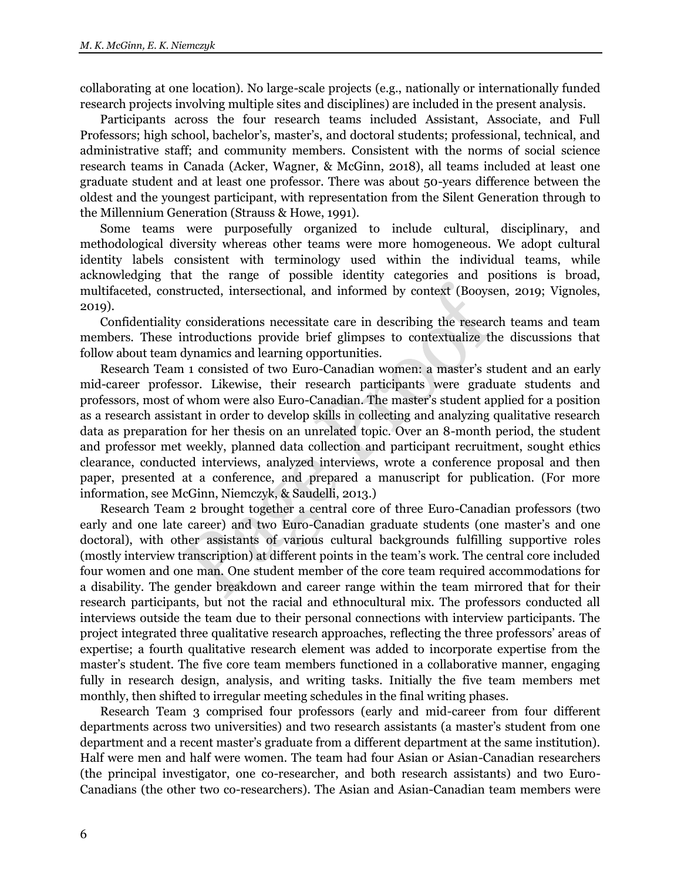collaborating at one location). No large-scale projects (e.g., nationally or internationally funded research projects involving multiple sites and disciplines) are included in the present analysis.

Participants across the four research teams included Assistant, Associate, and Full Professors; high school, bachelor's, master's, and doctoral students; professional, technical, and administrative staff; and community members. Consistent with the norms of social science research teams in Canada (Acker, Wagner, & McGinn, 2018), all teams included at least one graduate student and at least one professor. There was about 50-years difference between the oldest and the youngest participant, with representation from the Silent Generation through to the Millennium Generation (Strauss & Howe, 1991).

Some teams were purposefully organized to include cultural, disciplinary, and methodological diversity whereas other teams were more homogeneous. We adopt cultural identity labels consistent with terminology used within the individual teams, while acknowledging that the range of possible identity categories and positions is broad, multifaceted, constructed, intersectional, and informed by context (Booysen, 2019; Vignoles, 2019).

Confidentiality considerations necessitate care in describing the research teams and team members. These introductions provide brief glimpses to contextualize the discussions that follow about team dynamics and learning opportunities.

Research Team 1 consisted of two Euro-Canadian women: a master's student and an early mid-career professor. Likewise, their research participants were graduate students and professors, most of whom were also Euro-Canadian. The master's student applied for a position as a research assistant in order to develop skills in collecting and analyzing qualitative research data as preparation for her thesis on an unrelated topic. Over an 8-month period, the student and professor met weekly, planned data collection and participant recruitment, sought ethics clearance, conducted interviews, analyzed interviews, wrote a conference proposal and then paper, presented at a conference, and prepared a manuscript for publication. (For more information, see McGinn, Niemczyk, & Saudelli, 2013.)

Research Team 2 brought together a central core of three Euro-Canadian professors (two early and one late career) and two Euro-Canadian graduate students (one master's and one doctoral), with other assistants of various cultural backgrounds fulfilling supportive roles (mostly interview transcription) at different points in the team's work. The central core included four women and one man. One student member of the core team required accommodations for a disability. The gender breakdown and career range within the team mirrored that for their research participants, but not the racial and ethnocultural mix. The professors conducted all interviews outside the team due to their personal connections with interview participants. The project integrated three qualitative research approaches, reflecting the three professors' areas of expertise; a fourth qualitative research element was added to incorporate expertise from the master's student. The five core team members functioned in a collaborative manner, engaging fully in research design, analysis, and writing tasks. Initially the five team members met monthly, then shifted to irregular meeting schedules in the final writing phases.

Research Team 3 comprised four professors (early and mid-career from four different departments across two universities) and two research assistants (a master's student from one department and a recent master's graduate from a different department at the same institution). Half were men and half were women. The team had four Asian or Asian-Canadian researchers (the principal investigator, one co-researcher, and both research assistants) and two Euro-Canadians (the other two co-researchers). The Asian and Asian-Canadian team members were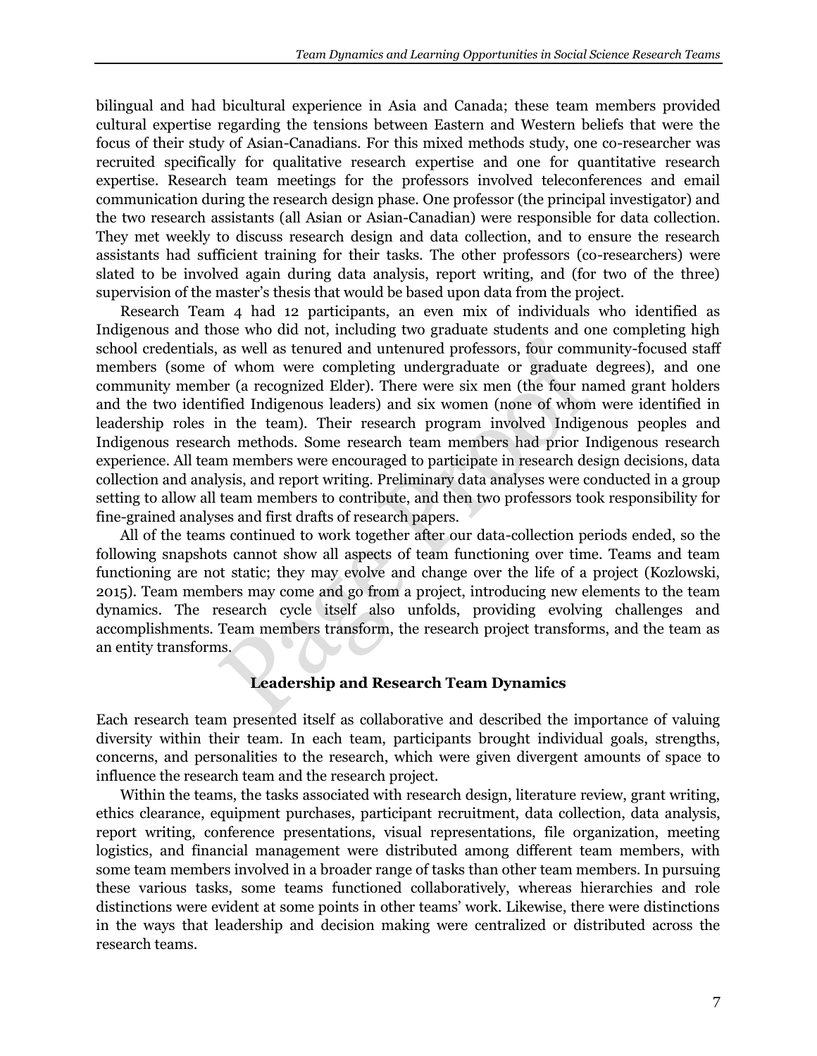bilingual and had bicultural experience in Asia and Canada; these team members provided cultural expertise regarding the tensions between Eastern and Western beliefs that were the focus of their study of Asian-Canadians. For this mixed methods study, one co-researcher was recruited specifically for qualitative research expertise and one for quantitative research expertise. Research team meetings for the professors involved teleconferences and email communication during the research design phase. One professor (the principal investigator) and the two research assistants (all Asian or Asian-Canadian) were responsible for data collection. They met weekly to discuss research design and data collection, and to ensure the research assistants had sufficient training for their tasks. The other professors (co-researchers) were slated to be involved again during data analysis, report writing, and (for two of the three) supervision of the master's thesis that would be based upon data from the project.

Research Team 4 had 12 participants, an even mix of individuals who identified as Indigenous and those who did not, including two graduate students and one completing high school credentials, as well as tenured and untenured professors, four community-focused staff members (some of whom were completing undergraduate or graduate degrees), and one community member (a recognized Elder). There were six men (the four named grant holders and the two identified Indigenous leaders) and six women (none of whom were identified in leadership roles in the team). Their research program involved Indigenous peoples and Indigenous research methods. Some research team members had prior Indigenous research experience. All team members were encouraged to participate in research design decisions, data collection and analysis, and report writing. Preliminary data analyses were conducted in a group setting to allow all team members to contribute, and then two professors took responsibility for fine-grained analyses and first drafts of research papers.

All of the teams continued to work together after our data-collection periods ended, so the following snapshots cannot show all aspects of team functioning over time. Teams and team functioning are not static; they may evolve and change over the life of a project (Kozlowski, 2015). Team members may come and go from a project, introducing new elements to the team dynamics. The research cycle itself also unfolds, providing evolving challenges and accomplishments. Team members transform, the research project transforms, and the team as an entity transforms.

## Leadership and Research Team Dynamics

Each research team presented itself as collaborative and described the importance of valuing diversity within their team. In each team, participants brought individual goals, strengths, concerns, and personalities to the research, which were given divergent amounts of space to influence the research team and the research project.

Within the teams, the tasks associated with research design, literature review, grant writing, ethics clearance, equipment purchases, participant recruitment, data collection, data analysis, report writing, conference presentations, visual representations, file organization, meeting logistics, and financial management were distributed among different team members, with some team members involved in a broader range of tasks than other team members. In pursuing these various tasks, some teams functioned collaboratively, whereas hierarchies and role distinctions were evident at some points in other teams' work. Likewise, there were distinctions in the ways that leadership and decision making were centralized or distributed across the research teams.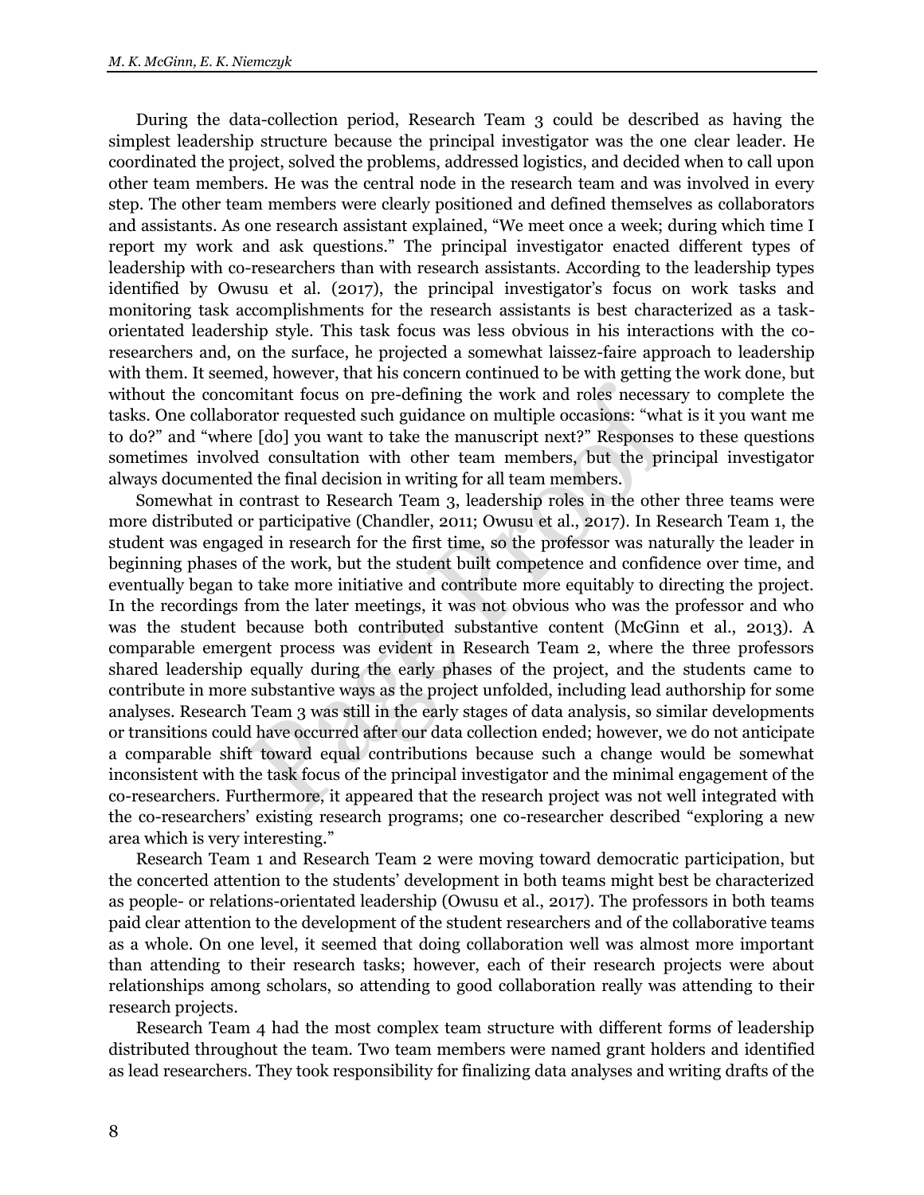During the data-collection period, Research Team 3 could be described as having the simplest leadership structure because the principal investigator was the one clear leader. He coordinated the project, solved the problems, addressed logistics, and decided when to call upon other team members. He was the central node in the research team and was involved in every step. The other team members were clearly positioned and defined themselves as collaborators and assistants. As one research assistant explained, "We meet once a week; during which time I report my work and ask questions." The principal investigator enacted different types of leadership with co-researchers than with research assistants. According to the leadership types identified by Owusu et al. (2017), the principal investigator's focus on work tasks and monitoring task accomplishments for the research assistants is best characterized as a task-orientated leadership style. This task focus was less obvious in his interactions with the co-researchers and, on the surface, he projected a somewhat laissez-faire approach to leadership with them. It seemed, however, that his concern continued to be with getting the work done, but without the concomitant focus on pre-defining the work and roles necessary to complete the tasks. One collaborator requested such guidance on multiple occasions: "what is it you want me to do?" and "where [do] you want to take the manuscript next?" Responses to these questions sometimes involved consultation with other team members, but the principal investigator always documented the final decision in writing for all team members.

Somewhat in contrast to Research Team 3, leadership roles in the other three teams were more distributed or participative (Chandler, 2011; Owusu et al., 2017). In Research Team 1, the student was engaged in research for the first time, so the professor was naturally the leader in beginning phases of the work, but the student built competence and confidence over time, and eventually began to take more initiative and contribute more equitably to directing the project. In the recordings from the later meetings, it was not obvious who was the professor and who was the student because both contributed substantive content (McGinn et al., 2013). A comparable emergent process was evident in Research Team 2, where the three professors shared leadership equally during the early phases of the project, and the students came to contribute in more substantive ways as the project unfolded, including lead authorship for some analyses. Research Team 3 was still in the early stages of data analysis, so similar developments or transitions could have occurred after our data collection ended; however, we do not anticipate a comparable shift toward equal contributions because such a change would be somewhat inconsistent with the task focus of the principal investigator and the minimal engagement of the co-researchers. Furthermore, it appeared that the research project was not well integrated with the co-researchers' existing research programs; one co-researcher described "exploring a new area which is very interesting."

Research Team 1 and Research Team 2 were moving toward democratic participation, but the concerted attention to the students' development in both teams might best be characterized as people- or relations-orientated leadership (Owusu et al., 2017). The professors in both teams paid clear attention to the development of the student researchers and of the collaborative teams as a whole. On one level, it seemed that doing collaboration well was almost more important than attending to their research tasks; however, each of their research projects were about relationships among scholars, so attending to good collaboration really was attending to their research projects.

Research Team 4 had the most complex team structure with different forms of leadership distributed throughout the team. Two team members were named grant holders and identified as lead researchers. They took responsibility for finalizing data analyses and writing drafts of the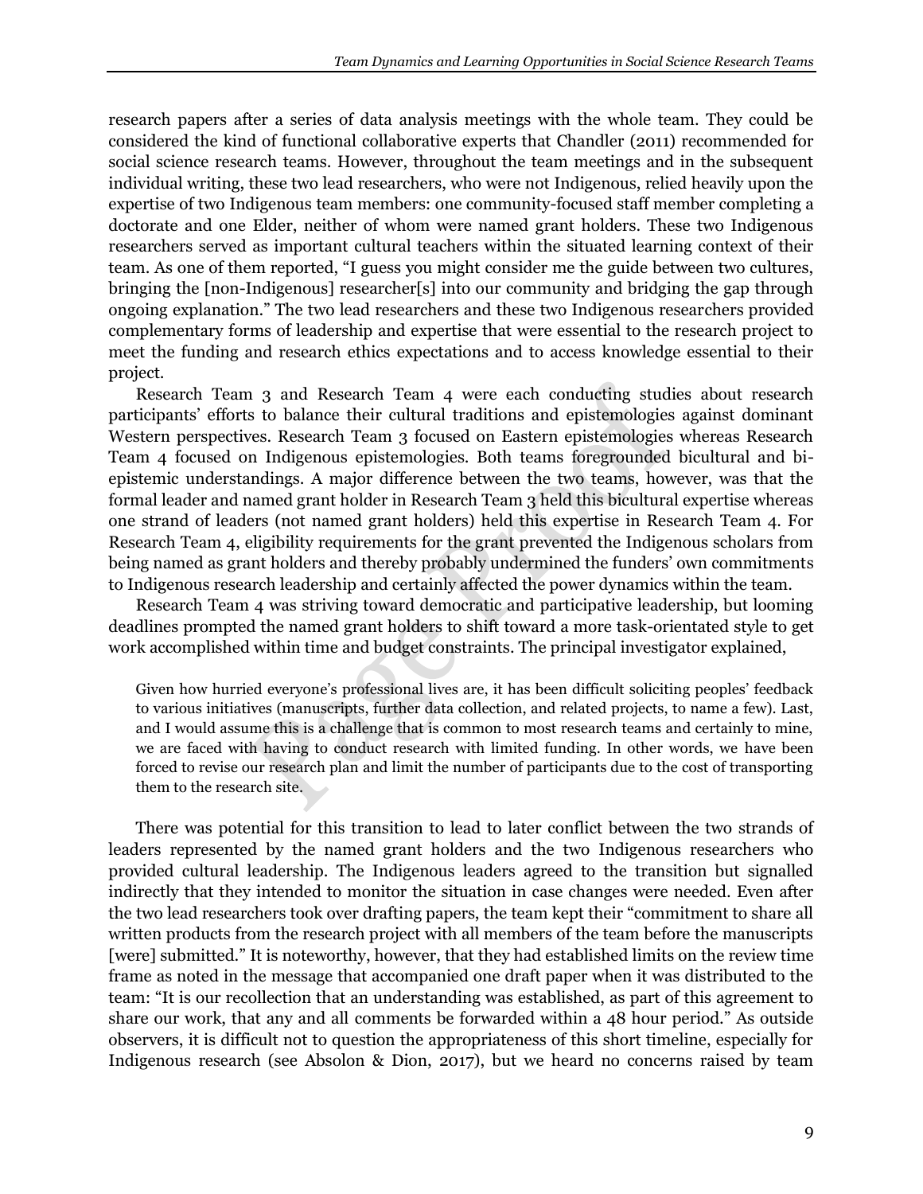research papers after a series of data analysis meetings with the whole team. They could be considered the kind of functional collaborative experts that Chandler (2011) recommended for social science research teams. However, throughout the team meetings and in the subsequent individual writing, these two lead researchers, who were not Indigenous, relied heavily upon the expertise of two Indigenous team members: one community-focused staff member completing a doctorate and one Elder, neither of whom were named grant holders. These two Indigenous researchers served as important cultural teachers within the situated learning context of their team. As one of them reported, "I guess you might consider me the guide between two cultures, bringing the [non-Indigenous] researcher[s] into our community and bridging the gap through ongoing explanation." The two lead researchers and these two Indigenous researchers provided complementary forms of leadership and expertise that were essential to the research project to meet the funding and research ethics expectations and to access knowledge essential to their project.

Research Team 3 and Research Team 4 were each conducting studies about research participants' efforts to balance their cultural traditions and epistemologies against dominant Western perspectives. Research Team 3 focused on Eastern epistemologies whereas Research Team 4 focused on Indigenous epistemologies. Both teams foregrounded bicultural and bi-epistemic understandings. A major difference between the two teams, however, was that the formal leader and named grant holder in Research Team 3 held this bicultural expertise whereas one strand of leaders (not named grant holders) held this expertise in Research Team 4. For Research Team 4, eligibility requirements for the grant prevented the Indigenous scholars from being named as grant holders and thereby probably undermined the funders' own commitments to Indigenous research leadership and certainly affected the power dynamics within the team.

Research Team 4 was striving toward democratic and participative leadership, but looming deadlines prompted the named grant holders to shift toward a more task-orientated style to get work accomplished within time and budget constraints. The principal investigator explained,

> Given how hurried everyone's professional lives are, it has been difficult soliciting peoples' feedback to various initiatives (manuscripts, further data collection, and related projects, to name a few). Last, and I would assume this is a challenge that is common to most research teams and certainly to mine, we are faced with having to conduct research with limited funding. In other words, we have been forced to revise our research plan and limit the number of participants due to the cost of transporting them to the research site.

There was potential for this transition to lead to later conflict between the two strands of leaders represented by the named grant holders and the two Indigenous researchers who provided cultural leadership. The Indigenous leaders agreed to the transition but signalled indirectly that they intended to monitor the situation in case changes were needed. Even after the two lead researchers took over drafting papers, the team kept their "commitment to share all written products from the research project with all members of the team before the manuscripts [were] submitted." It is noteworthy, however, that they had established limits on the review time frame as noted in the message that accompanied one draft paper when it was distributed to the team: "It is our recollection that an understanding was established, as part of this agreement to share our work, that any and all comments be forwarded within a 48 hour period." As outside observers, it is difficult not to question the appropriateness of this short timeline, especially for Indigenous research (see Absolon & Dion, 2017), but we heard no concerns raised by team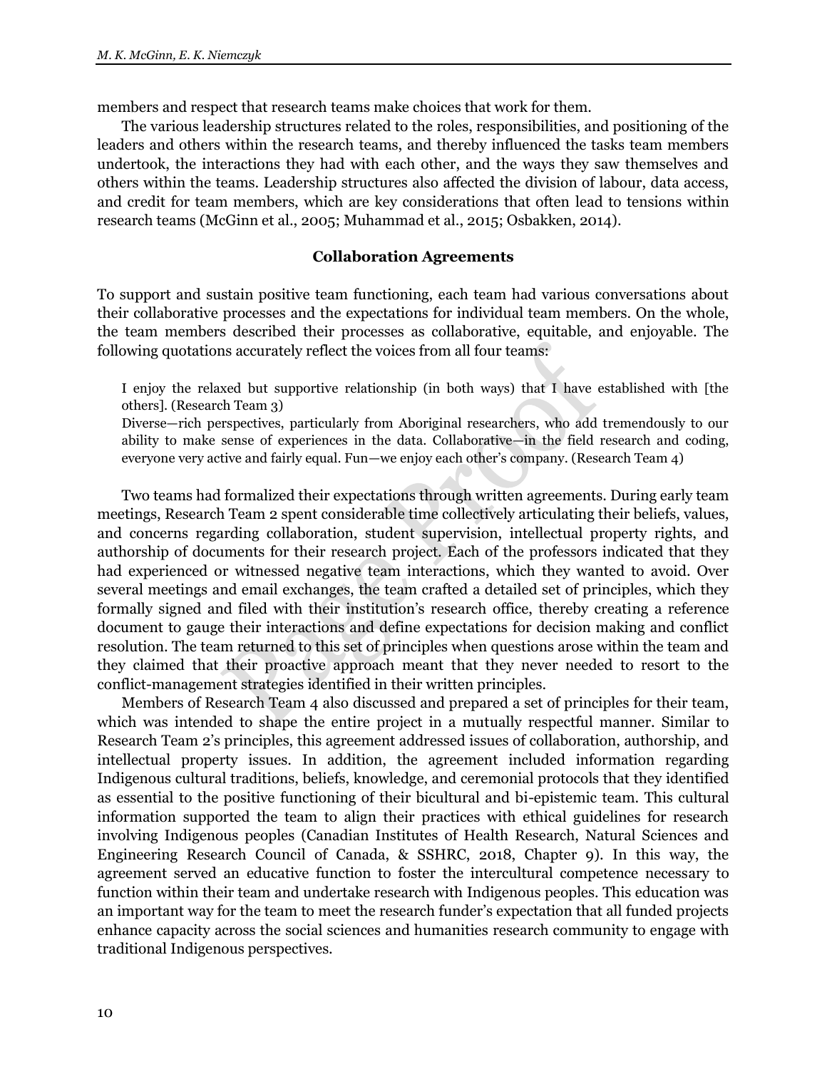members and respect that research teams make choices that work for them.

The various leadership structures related to the roles, responsibilities, and positioning of the leaders and others within the research teams, and thereby influenced the tasks team members undertook, the interactions they had with each other, and the ways they saw themselves and others within the teams. Leadership structures also affected the division of labour, data access, and credit for team members, which are key considerations that often lead to tensions within research teams (McGinn et al., 2005; Muhammad et al., 2015; Osbakken, 2014).

## Collaboration Agreements

To support and sustain positive team functioning, each team had various conversations about their collaborative processes and the expectations for individual team members. On the whole, the team members described their processes as collaborative, equitable, and enjoyable. The following quotations accurately reflect the voices from all four teams:

> I enjoy the relaxed but supportive relationship (in both ways) that I have established with [the others]. (Research Team 3)
>
> Diverse—rich perspectives, particularly from Aboriginal researchers, who add tremendously to our ability to make sense of experiences in the data. Collaborative—in the field research and coding, everyone very active and fairly equal. Fun—we enjoy each other's company. (Research Team 4)

Two teams had formalized their expectations through written agreements. During early team meetings, Research Team 2 spent considerable time collectively articulating their beliefs, values, and concerns regarding collaboration, student supervision, intellectual property rights, and authorship of documents for their research project. Each of the professors indicated that they had experienced or witnessed negative team interactions, which they wanted to avoid. Over several meetings and email exchanges, the team crafted a detailed set of principles, which they formally signed and filed with their institution's research office, thereby creating a reference document to gauge their interactions and define expectations for decision making and conflict resolution. The team returned to this set of principles when questions arose within the team and they claimed that their proactive approach meant that they never needed to resort to the conflict-management strategies identified in their written principles.

Members of Research Team 4 also discussed and prepared a set of principles for their team, which was intended to shape the entire project in a mutually respectful manner. Similar to Research Team 2's principles, this agreement addressed issues of collaboration, authorship, and intellectual property issues. In addition, the agreement included information regarding Indigenous cultural traditions, beliefs, knowledge, and ceremonial protocols that they identified as essential to the positive functioning of their bicultural and bi-epistemic team. This cultural information supported the team to align their practices with ethical guidelines for research involving Indigenous peoples (Canadian Institutes of Health Research, Natural Sciences and Engineering Research Council of Canada, & SSHRC, 2018, Chapter 9). In this way, the agreement served an educative function to foster the intercultural competence necessary to function within their team and undertake research with Indigenous peoples. This education was an important way for the team to meet the research funder's expectation that all funded projects enhance capacity across the social sciences and humanities research community to engage with traditional Indigenous perspectives.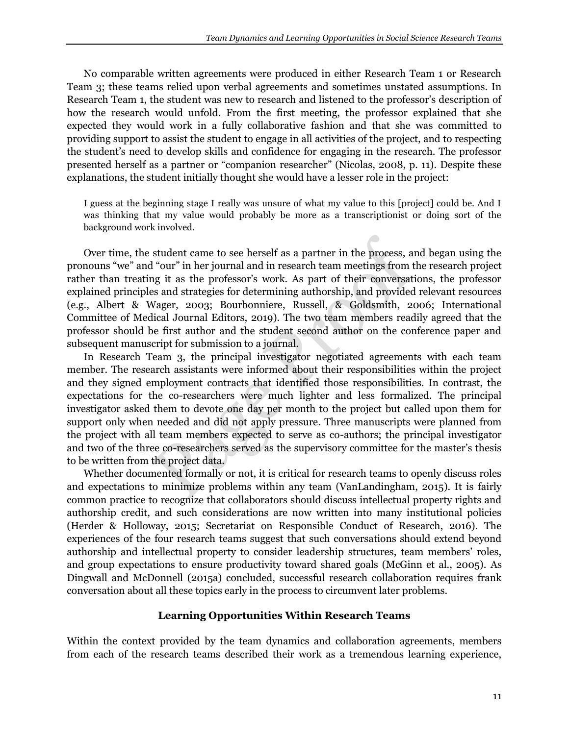No comparable written agreements were produced in either Research Team 1 or Research Team 3; these teams relied upon verbal agreements and sometimes unstated assumptions. In Research Team 1, the student was new to research and listened to the professor's description of how the research would unfold. From the first meeting, the professor explained that she expected they would work in a fully collaborative fashion and that she was committed to providing support to assist the student to engage in all activities of the project, and to respecting the student's need to develop skills and confidence for engaging in the research. The professor presented herself as a partner or "companion researcher" (Nicolas, 2008, p. 11). Despite these explanations, the student initially thought she would have a lesser role in the project:

> I guess at the beginning stage I really was unsure of what my value to this [project] could be. And I was thinking that my value would probably be more as a transcriptionist or doing sort of the background work involved.

Over time, the student came to see herself as a partner in the process, and began using the pronouns "we" and "our" in her journal and in research team meetings from the research project rather than treating it as the professor's work. As part of their conversations, the professor explained principles and strategies for determining authorship, and provided relevant resources (e.g., Albert & Wager, 2003; Bourbonniere, Russell, & Goldsmith, 2006; International Committee of Medical Journal Editors, 2019). The two team members readily agreed that the professor should be first author and the student second author on the conference paper and subsequent manuscript for submission to a journal.

In Research Team 3, the principal investigator negotiated agreements with each team member. The research assistants were informed about their responsibilities within the project and they signed employment contracts that identified those responsibilities. In contrast, the expectations for the co-researchers were much lighter and less formalized. The principal investigator asked them to devote one day per month to the project but called upon them for support only when needed and did not apply pressure. Three manuscripts were planned from the project with all team members expected to serve as co-authors; the principal investigator and two of the three co-researchers served as the supervisory committee for the master's thesis to be written from the project data.

Whether documented formally or not, it is critical for research teams to openly discuss roles and expectations to minimize problems within any team (VanLandingham, 2015). It is fairly common practice to recognize that collaborators should discuss intellectual property rights and authorship credit, and such considerations are now written into many institutional policies (Herder & Holloway, 2015; Secretariat on Responsible Conduct of Research, 2016). The experiences of the four research teams suggest that such conversations should extend beyond authorship and intellectual property to consider leadership structures, team members' roles, and group expectations to ensure productivity toward shared goals (McGinn et al., 2005). As Dingwall and McDonnell (2015a) concluded, successful research collaboration requires frank conversation about all these topics early in the process to circumvent later problems.

## Learning Opportunities Within Research Teams

Within the context provided by the team dynamics and collaboration agreements, members from each of the research teams described their work as a tremendous learning experience,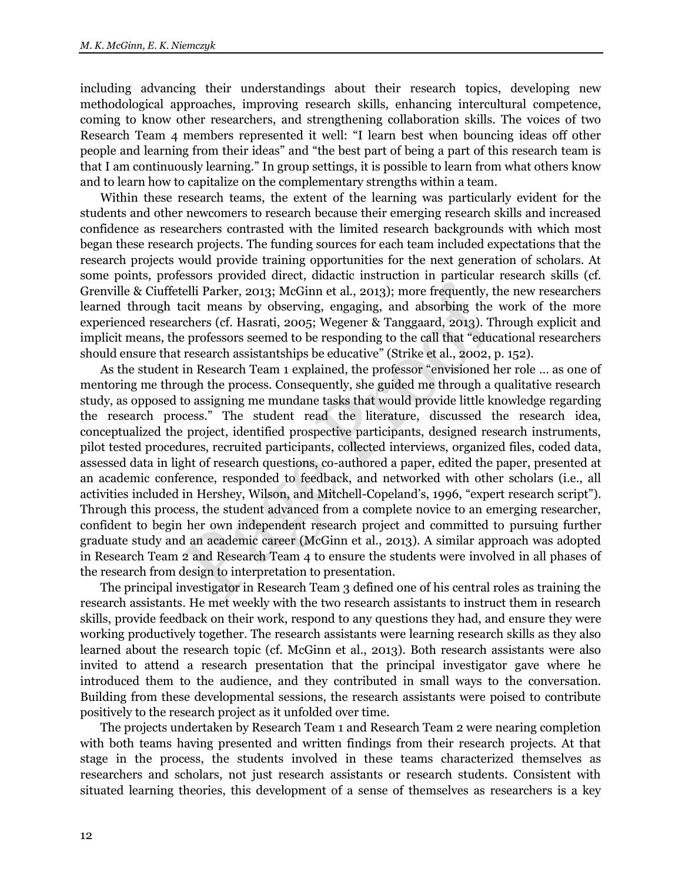including advancing their understandings about their research topics, developing new methodological approaches, improving research skills, enhancing intercultural competence, coming to know other researchers, and strengthening collaboration skills. The voices of two Research Team 4 members represented it well: "I learn best when bouncing ideas off other people and learning from their ideas" and "the best part of being a part of this research team is that I am continuously learning." In group settings, it is possible to learn from what others know and to learn how to capitalize on the complementary strengths within a team.

Within these research teams, the extent of the learning was particularly evident for the students and other newcomers to research because their emerging research skills and increased confidence as researchers contrasted with the limited research backgrounds with which most began these research projects. The funding sources for each team included expectations that the research projects would provide training opportunities for the next generation of scholars. At some points, professors provided direct, didactic instruction in particular research skills (cf. Grenville & Ciuffetelli Parker, 2013; McGinn et al., 2013); more frequently, the new researchers learned through tacit means by observing, engaging, and absorbing the work of the more experienced researchers (cf. Hasrati, 2005; Wegener & Tanggaard, 2013). Through explicit and implicit means, the professors seemed to be responding to the call that "educational researchers should ensure that research assistantships be educative" (Strike et al., 2002, p. 152).

As the student in Research Team 1 explained, the professor "envisioned her role … as one of mentoring me through the process. Consequently, she guided me through a qualitative research study, as opposed to assigning me mundane tasks that would provide little knowledge regarding the research process." The student read the literature, discussed the research idea, conceptualized the project, identified prospective participants, designed research instruments, pilot tested procedures, recruited participants, collected interviews, organized files, coded data, assessed data in light of research questions, co-authored a paper, edited the paper, presented at an academic conference, responded to feedback, and networked with other scholars (i.e., all activities included in Hershey, Wilson, and Mitchell-Copeland's, 1996, "expert research script"). Through this process, the student advanced from a complete novice to an emerging researcher, confident to begin her own independent research project and committed to pursuing further graduate study and an academic career (McGinn et al., 2013). A similar approach was adopted in Research Team 2 and Research Team 4 to ensure the students were involved in all phases of the research from design to interpretation to presentation.

The principal investigator in Research Team 3 defined one of his central roles as training the research assistants. He met weekly with the two research assistants to instruct them in research skills, provide feedback on their work, respond to any questions they had, and ensure they were working productively together. The research assistants were learning research skills as they also learned about the research topic (cf. McGinn et al., 2013). Both research assistants were also invited to attend a research presentation that the principal investigator gave where he introduced them to the audience, and they contributed in small ways to the conversation. Building from these developmental sessions, the research assistants were poised to contribute positively to the research project as it unfolded over time.

The projects undertaken by Research Team 1 and Research Team 2 were nearing completion with both teams having presented and written findings from their research projects. At that stage in the process, the students involved in these teams characterized themselves as researchers and scholars, not just research assistants or research students. Consistent with situated learning theories, this development of a sense of themselves as researchers is a key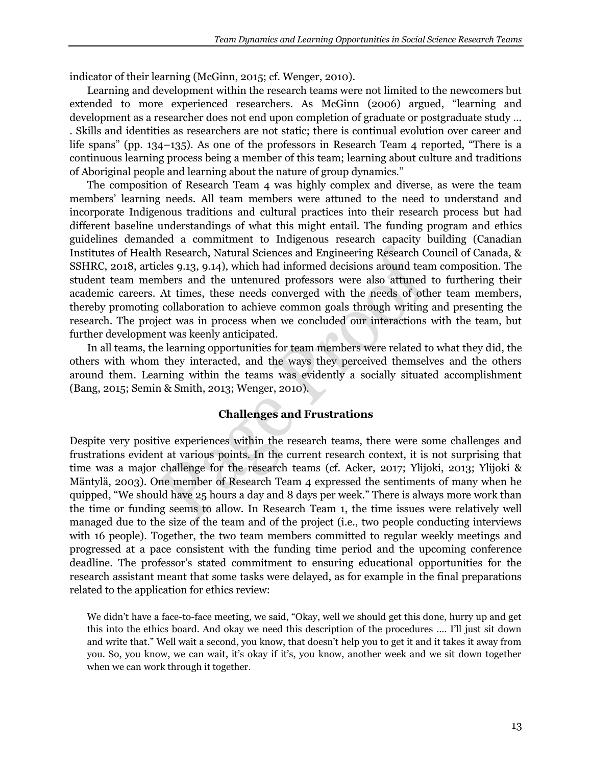indicator of their learning (McGinn, 2015; cf. Wenger, 2010).

Learning and development within the research teams were not limited to the newcomers but extended to more experienced researchers. As McGinn (2006) argued, "learning and development as a researcher does not end upon completion of graduate or postgraduate study … . Skills and identities as researchers are not static; there is continual evolution over career and life spans" (pp. 134–135). As one of the professors in Research Team 4 reported, "There is a continuous learning process being a member of this team; learning about culture and traditions of Aboriginal people and learning about the nature of group dynamics."

The composition of Research Team 4 was highly complex and diverse, as were the team members' learning needs. All team members were attuned to the need to understand and incorporate Indigenous traditions and cultural practices into their research process but had different baseline understandings of what this might entail. The funding program and ethics guidelines demanded a commitment to Indigenous research capacity building (Canadian Institutes of Health Research, Natural Sciences and Engineering Research Council of Canada, & SSHRC, 2018, articles 9.13, 9.14), which had informed decisions around team composition. The student team members and the untenured professors were also attuned to furthering their academic careers. At times, these needs converged with the needs of other team members, thereby promoting collaboration to achieve common goals through writing and presenting the research. The project was in process when we concluded our interactions with the team, but further development was keenly anticipated.

In all teams, the learning opportunities for team members were related to what they did, the others with whom they interacted, and the ways they perceived themselves and the others around them. Learning within the teams was evidently a socially situated accomplishment (Bang, 2015; Semin & Smith, 2013; Wenger, 2010).

## Challenges and Frustrations

Despite very positive experiences within the research teams, there were some challenges and frustrations evident at various points. In the current research context, it is not surprising that time was a major challenge for the research teams (cf. Acker, 2017; Ylijoki, 2013; Ylijoki & Mäntylä, 2003). One member of Research Team 4 expressed the sentiments of many when he quipped, "We should have 25 hours a day and 8 days per week." There is always more work than the time or funding seems to allow. In Research Team 1, the time issues were relatively well managed due to the size of the team and of the project (i.e., two people conducting interviews with 16 people). Together, the two team members committed to regular weekly meetings and progressed at a pace consistent with the funding time period and the upcoming conference deadline. The professor's stated commitment to ensuring educational opportunities for the research assistant meant that some tasks were delayed, as for example in the final preparations related to the application for ethics review:

> We didn't have a face-to-face meeting, we said, "Okay, well we should get this done, hurry up and get this into the ethics board. And okay we need this description of the procedures …. I'll just sit down and write that." Well wait a second, you know, that doesn't help you to get it and it takes it away from you. So, you know, we can wait, it's okay if it's, you know, another week and we sit down together when we can work through it together.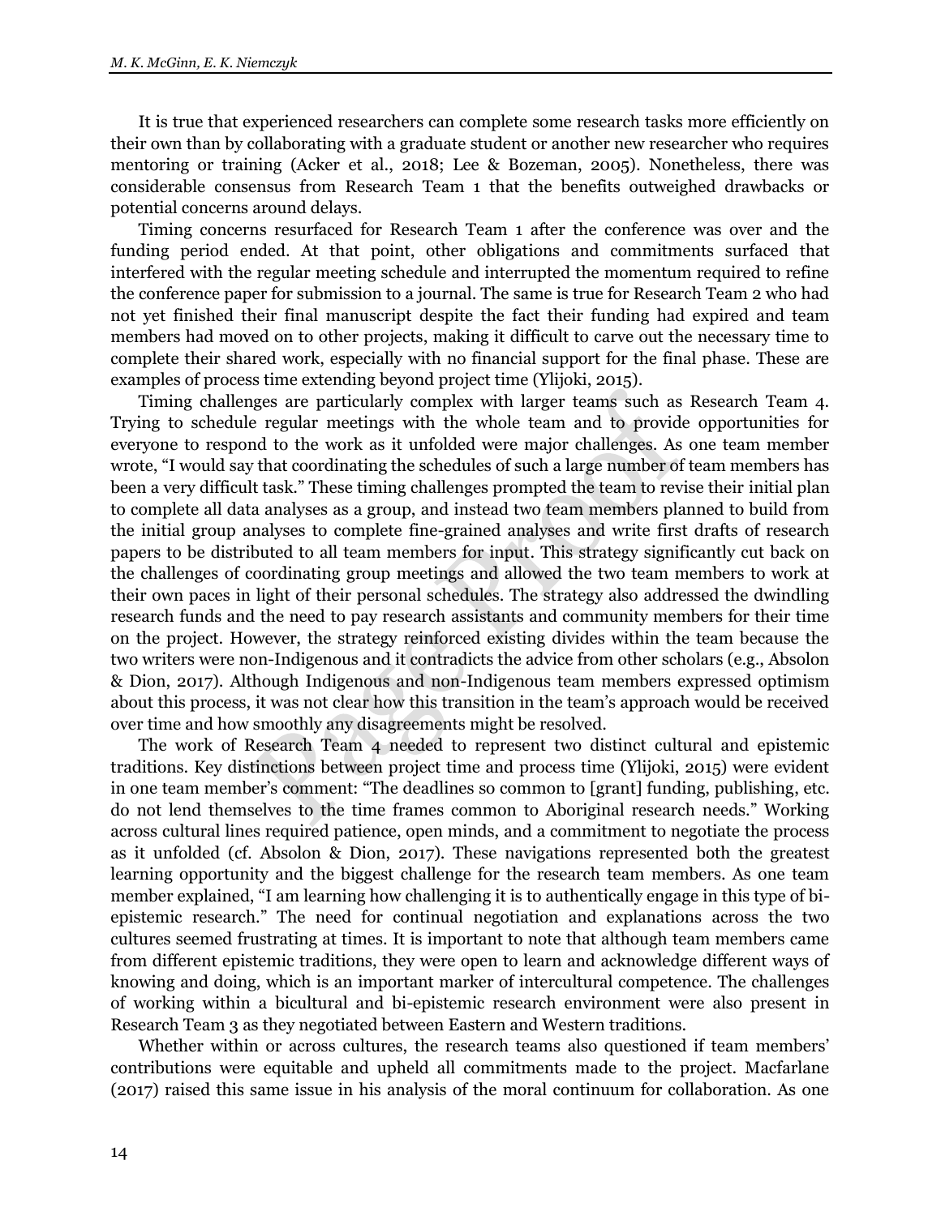It is true that experienced researchers can complete some research tasks more efficiently on their own than by collaborating with a graduate student or another new researcher who requires mentoring or training (Acker et al., 2018; Lee & Bozeman, 2005). Nonetheless, there was considerable consensus from Research Team 1 that the benefits outweighed drawbacks or potential concerns around delays.

Timing concerns resurfaced for Research Team 1 after the conference was over and the funding period ended. At that point, other obligations and commitments surfaced that interfered with the regular meeting schedule and interrupted the momentum required to refine the conference paper for submission to a journal. The same is true for Research Team 2 who had not yet finished their final manuscript despite the fact their funding had expired and team members had moved on to other projects, making it difficult to carve out the necessary time to complete their shared work, especially with no financial support for the final phase. These are examples of process time extending beyond project time (Ylijoki, 2015).

Timing challenges are particularly complex with larger teams such as Research Team 4. Trying to schedule regular meetings with the whole team and to provide opportunities for everyone to respond to the work as it unfolded were major challenges. As one team member wrote, "I would say that coordinating the schedules of such a large number of team members has been a very difficult task." These timing challenges prompted the team to revise their initial plan to complete all data analyses as a group, and instead two team members planned to build from the initial group analyses to complete fine-grained analyses and write first drafts of research papers to be distributed to all team members for input. This strategy significantly cut back on the challenges of coordinating group meetings and allowed the two team members to work at their own paces in light of their personal schedules. The strategy also addressed the dwindling research funds and the need to pay research assistants and community members for their time on the project. However, the strategy reinforced existing divides within the team because the two writers were non-Indigenous and it contradicts the advice from other scholars (e.g., Absolon & Dion, 2017). Although Indigenous and non-Indigenous team members expressed optimism about this process, it was not clear how this transition in the team's approach would be received over time and how smoothly any disagreements might be resolved.

The work of Research Team 4 needed to represent two distinct cultural and epistemic traditions. Key distinctions between project time and process time (Ylijoki, 2015) were evident in one team member's comment: "The deadlines so common to [grant] funding, publishing, etc. do not lend themselves to the time frames common to Aboriginal research needs." Working across cultural lines required patience, open minds, and a commitment to negotiate the process as it unfolded (cf. Absolon & Dion, 2017). These navigations represented both the greatest learning opportunity and the biggest challenge for the research team members. As one team member explained, "I am learning how challenging it is to authentically engage in this type of bi-epistemic research." The need for continual negotiation and explanations across the two cultures seemed frustrating at times. It is important to note that although team members came from different epistemic traditions, they were open to learn and acknowledge different ways of knowing and doing, which is an important marker of intercultural competence. The challenges of working within a bicultural and bi-epistemic research environment were also present in Research Team 3 as they negotiated between Eastern and Western traditions.

Whether within or across cultures, the research teams also questioned if team members' contributions were equitable and upheld all commitments made to the project. Macfarlane (2017) raised this same issue in his analysis of the moral continuum for collaboration. As one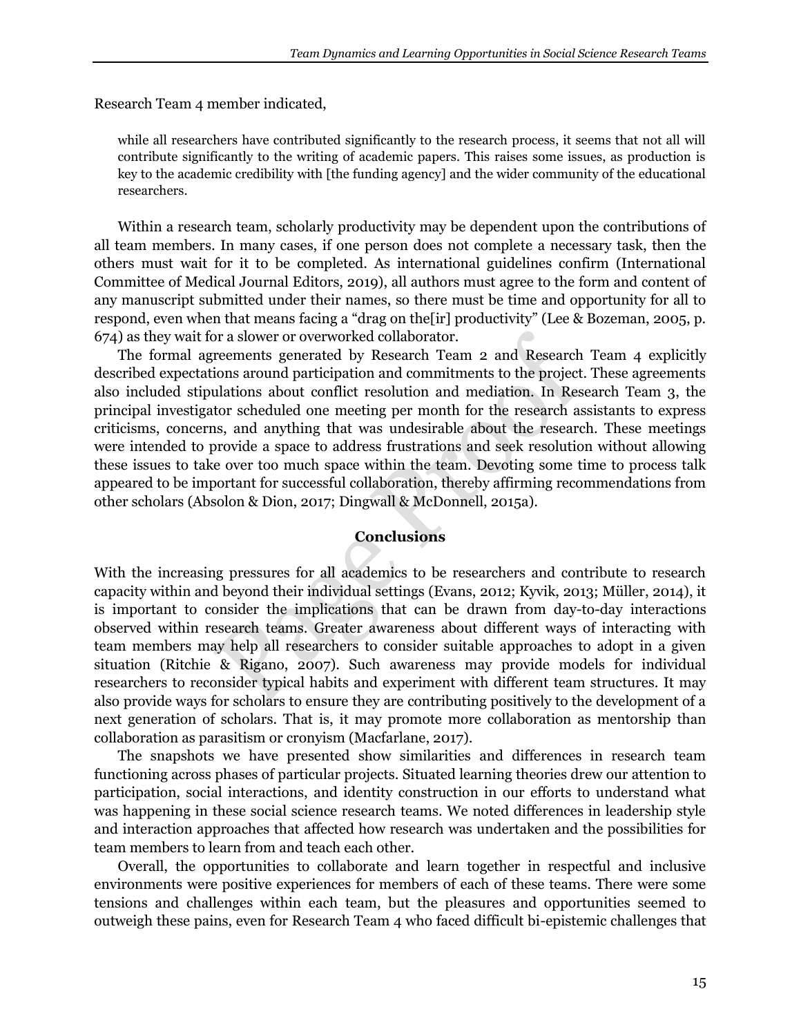Research Team 4 member indicated,

> while all researchers have contributed significantly to the research process, it seems that not all will contribute significantly to the writing of academic papers. This raises some issues, as production is key to the academic credibility with [the funding agency] and the wider community of the educational researchers.

Within a research team, scholarly productivity may be dependent upon the contributions of all team members. In many cases, if one person does not complete a necessary task, then the others must wait for it to be completed. As international guidelines confirm (International Committee of Medical Journal Editors, 2019), all authors must agree to the form and content of any manuscript submitted under their names, so there must be time and opportunity for all to respond, even when that means facing a "drag on the[ir] productivity" (Lee & Bozeman, 2005, p. 674) as they wait for a slower or overworked collaborator.

The formal agreements generated by Research Team 2 and Research Team 4 explicitly described expectations around participation and commitments to the project. These agreements also included stipulations about conflict resolution and mediation. In Research Team 3, the principal investigator scheduled one meeting per month for the research assistants to express criticisms, concerns, and anything that was undesirable about the research. These meetings were intended to provide a space to address frustrations and seek resolution without allowing these issues to take over too much space within the team. Devoting some time to process talk appeared to be important for successful collaboration, thereby affirming recommendations from other scholars (Absolon & Dion, 2017; Dingwall & McDonnell, 2015a).

## Conclusions

With the increasing pressures for all academics to be researchers and contribute to research capacity within and beyond their individual settings (Evans, 2012; Kyvik, 2013; Müller, 2014), it is important to consider the implications that can be drawn from day-to-day interactions observed within research teams. Greater awareness about different ways of interacting with team members may help all researchers to consider suitable approaches to adopt in a given situation (Ritchie & Rigano, 2007). Such awareness may provide models for individual researchers to reconsider typical habits and experiment with different team structures. It may also provide ways for scholars to ensure they are contributing positively to the development of a next generation of scholars. That is, it may promote more collaboration as mentorship than collaboration as parasitism or cronyism (Macfarlane, 2017).

The snapshots we have presented show similarities and differences in research team functioning across phases of particular projects. Situated learning theories drew our attention to participation, social interactions, and identity construction in our efforts to understand what was happening in these social science research teams. We noted differences in leadership style and interaction approaches that affected how research was undertaken and the possibilities for team members to learn from and teach each other.

Overall, the opportunities to collaborate and learn together in respectful and inclusive environments were positive experiences for members of each of these teams. There were some tensions and challenges within each team, but the pleasures and opportunities seemed to outweigh these pains, even for Research Team 4 who faced difficult bi-epistemic challenges that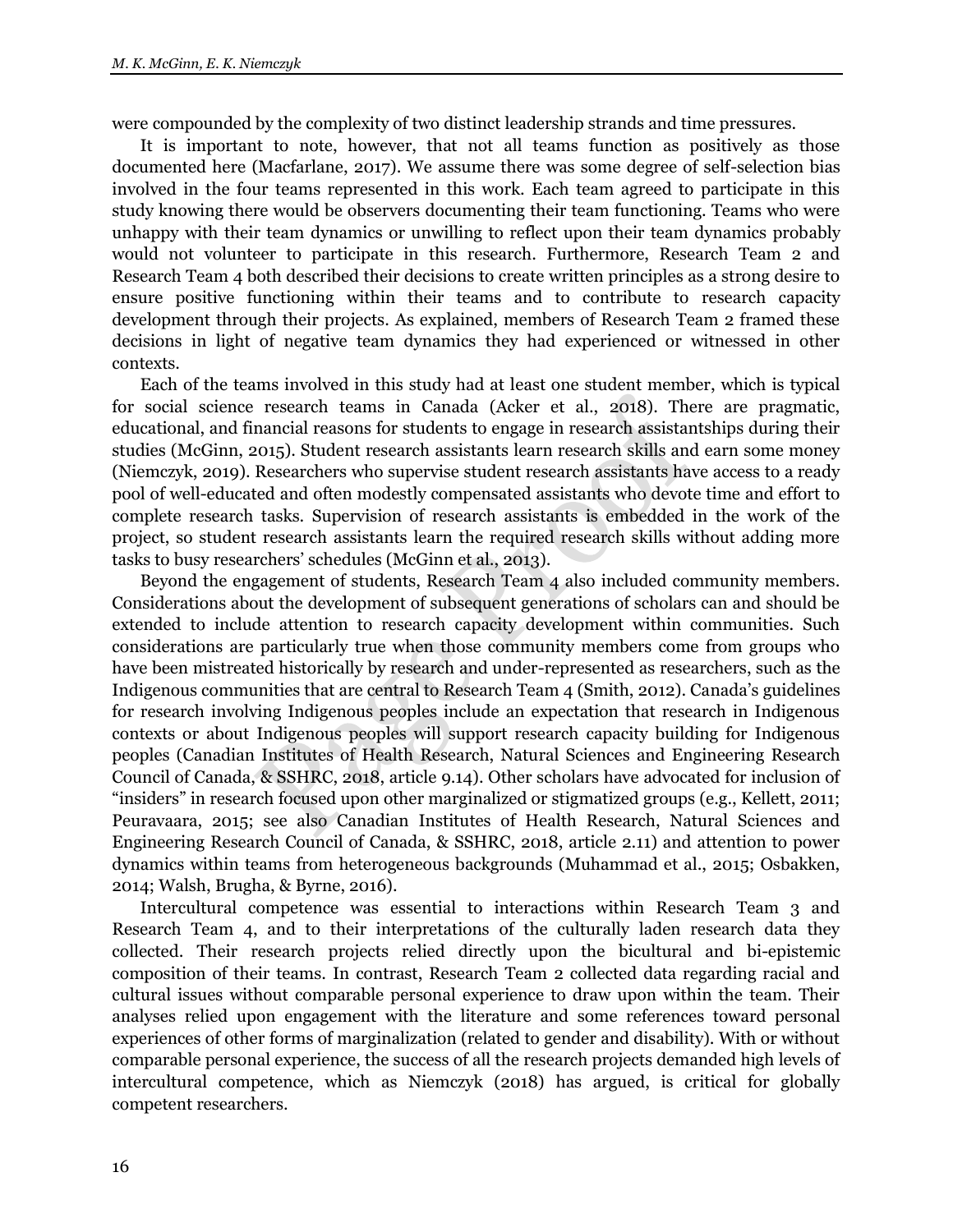were compounded by the complexity of two distinct leadership strands and time pressures.

It is important to note, however, that not all teams function as positively as those documented here (Macfarlane, 2017). We assume there was some degree of self-selection bias involved in the four teams represented in this work. Each team agreed to participate in this study knowing there would be observers documenting their team functioning. Teams who were unhappy with their team dynamics or unwilling to reflect upon their team dynamics probably would not volunteer to participate in this research. Furthermore, Research Team 2 and Research Team 4 both described their decisions to create written principles as a strong desire to ensure positive functioning within their teams and to contribute to research capacity development through their projects. As explained, members of Research Team 2 framed these decisions in light of negative team dynamics they had experienced or witnessed in other contexts.

Each of the teams involved in this study had at least one student member, which is typical for social science research teams in Canada (Acker et al., 2018). There are pragmatic, educational, and financial reasons for students to engage in research assistantships during their studies (McGinn, 2015). Student research assistants learn research skills and earn some money (Niemczyk, 2019). Researchers who supervise student research assistants have access to a ready pool of well-educated and often modestly compensated assistants who devote time and effort to complete research tasks. Supervision of research assistants is embedded in the work of the project, so student research assistants learn the required research skills without adding more tasks to busy researchers' schedules (McGinn et al., 2013).

Beyond the engagement of students, Research Team 4 also included community members. Considerations about the development of subsequent generations of scholars can and should be extended to include attention to research capacity development within communities. Such considerations are particularly true when those community members come from groups who have been mistreated historically by research and under-represented as researchers, such as the Indigenous communities that are central to Research Team 4 (Smith, 2012). Canada's guidelines for research involving Indigenous peoples include an expectation that research in Indigenous contexts or about Indigenous peoples will support research capacity building for Indigenous peoples (Canadian Institutes of Health Research, Natural Sciences and Engineering Research Council of Canada, & SSHRC, 2018, article 9.14). Other scholars have advocated for inclusion of "insiders" in research focused upon other marginalized or stigmatized groups (e.g., Kellett, 2011; Peuravaara, 2015; see also Canadian Institutes of Health Research, Natural Sciences and Engineering Research Council of Canada, & SSHRC, 2018, article 2.11) and attention to power dynamics within teams from heterogeneous backgrounds (Muhammad et al., 2015; Osbakken, 2014; Walsh, Brugha, & Byrne, 2016).

Intercultural competence was essential to interactions within Research Team 3 and Research Team 4, and to their interpretations of the culturally laden research data they collected. Their research projects relied directly upon the bicultural and bi-epistemic composition of their teams. In contrast, Research Team 2 collected data regarding racial and cultural issues without comparable personal experience to draw upon within the team. Their analyses relied upon engagement with the literature and some references toward personal experiences of other forms of marginalization (related to gender and disability). With or without comparable personal experience, the success of all the research projects demanded high levels of intercultural competence, which as Niemczyk (2018) has argued, is critical for globally competent researchers.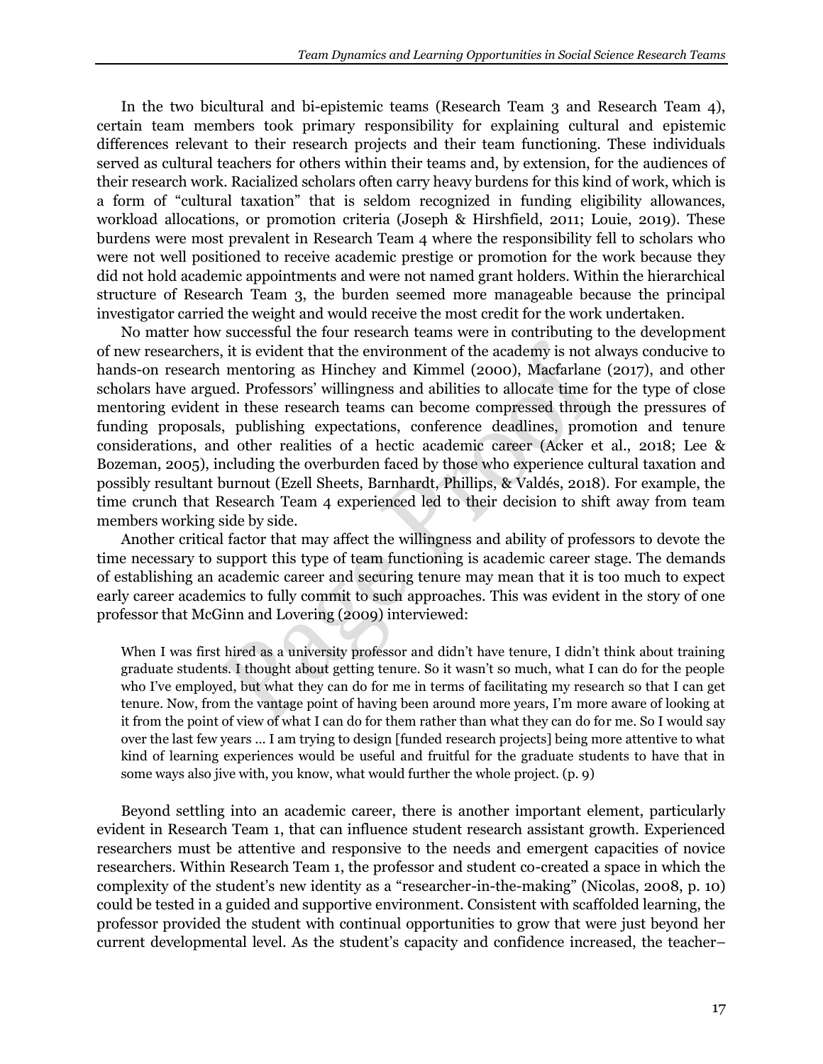In the two bicultural and bi-epistemic teams (Research Team 3 and Research Team 4), certain team members took primary responsibility for explaining cultural and epistemic differences relevant to their research projects and their team functioning. These individuals served as cultural teachers for others within their teams and, by extension, for the audiences of their research work. Racialized scholars often carry heavy burdens for this kind of work, which is a form of "cultural taxation" that is seldom recognized in funding eligibility allowances, workload allocations, or promotion criteria (Joseph & Hirshfield, 2011; Louie, 2019). These burdens were most prevalent in Research Team 4 where the responsibility fell to scholars who were not well positioned to receive academic prestige or promotion for the work because they did not hold academic appointments and were not named grant holders. Within the hierarchical structure of Research Team 3, the burden seemed more manageable because the principal investigator carried the weight and would receive the most credit for the work undertaken.

No matter how successful the four research teams were in contributing to the development of new researchers, it is evident that the environment of the academy is not always conducive to hands-on research mentoring as Hinchey and Kimmel (2000), Macfarlane (2017), and other scholars have argued. Professors' willingness and abilities to allocate time for the type of close mentoring evident in these research teams can become compressed through the pressures of funding proposals, publishing expectations, conference deadlines, promotion and tenure considerations, and other realities of a hectic academic career (Acker et al., 2018; Lee & Bozeman, 2005), including the overburden faced by those who experience cultural taxation and possibly resultant burnout (Ezell Sheets, Barnhardt, Phillips, & Valdés, 2018). For example, the time crunch that Research Team 4 experienced led to their decision to shift away from team members working side by side.

Another critical factor that may affect the willingness and ability of professors to devote the time necessary to support this type of team functioning is academic career stage. The demands of establishing an academic career and securing tenure may mean that it is too much to expect early career academics to fully commit to such approaches. This was evident in the story of one professor that McGinn and Lovering (2009) interviewed:

> When I was first hired as a university professor and didn't have tenure, I didn't think about training graduate students. I thought about getting tenure. So it wasn't so much, what I can do for the people who I've employed, but what they can do for me in terms of facilitating my research so that I can get tenure. Now, from the vantage point of having been around more years, I'm more aware of looking at it from the point of view of what I can do for them rather than what they can do for me. So I would say over the last few years ... I am trying to design [funded research projects] being more attentive to what kind of learning experiences would be useful and fruitful for the graduate students to have that in some ways also jive with, you know, what would further the whole project. (p. 9)

Beyond settling into an academic career, there is another important element, particularly evident in Research Team 1, that can influence student research assistant growth. Experienced researchers must be attentive and responsive to the needs and emergent capacities of novice researchers. Within Research Team 1, the professor and student co-created a space in which the complexity of the student's new identity as a "researcher-in-the-making" (Nicolas, 2008, p. 10) could be tested in a guided and supportive environment. Consistent with scaffolded learning, the professor provided the student with continual opportunities to grow that were just beyond her current developmental level. As the student's capacity and confidence increased, the teacher–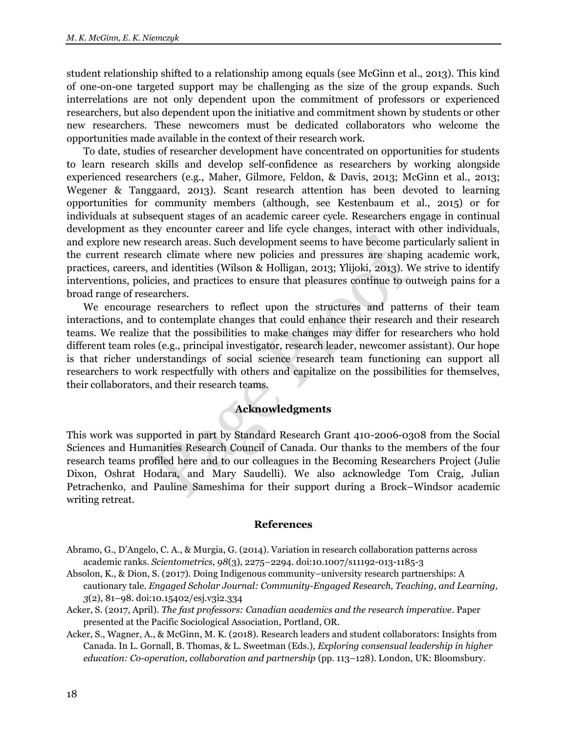student relationship shifted to a relationship among equals (see McGinn et al., 2013). This kind of one-on-one targeted support may be challenging as the size of the group expands. Such interrelations are not only dependent upon the commitment of professors or experienced researchers, but also dependent upon the initiative and commitment shown by students or other new researchers. These newcomers must be dedicated collaborators who welcome the opportunities made available in the context of their research work.

To date, studies of researcher development have concentrated on opportunities for students to learn research skills and develop self-confidence as researchers by working alongside experienced researchers (e.g., Maher, Gilmore, Feldon, & Davis, 2013; McGinn et al., 2013; Wegener & Tanggaard, 2013). Scant research attention has been devoted to learning opportunities for community members (although, see Kestenbaum et al., 2015) or for individuals at subsequent stages of an academic career cycle. Researchers engage in continual development as they encounter career and life cycle changes, interact with other individuals, and explore new research areas. Such development seems to have become particularly salient in the current research climate where new policies and pressures are shaping academic work, practices, careers, and identities (Wilson & Holligan, 2013; Ylijoki, 2013). We strive to identify interventions, policies, and practices to ensure that pleasures continue to outweigh pains for a broad range of researchers.

We encourage researchers to reflect upon the structures and patterns of their team interactions, and to contemplate changes that could enhance their research and their research teams. We realize that the possibilities to make changes may differ for researchers who hold different team roles (e.g., principal investigator, research leader, newcomer assistant). Our hope is that richer understandings of social science research team functioning can support all researchers to work respectfully with others and capitalize on the possibilities for themselves, their collaborators, and their research teams.

## Acknowledgments

This work was supported in part by Standard Research Grant 410-2006-0308 from the Social Sciences and Humanities Research Council of Canada. Our thanks to the members of the four research teams profiled here and to our colleagues in the Becoming Researchers Project (Julie Dixon, Oshrat Hodara, and Mary Saudelli). We also acknowledge Tom Craig, Julian Petrachenko, and Pauline Sameshima for their support during a Brock–Windsor academic writing retreat.

## References

Abramo, G., D'Angelo, C. A., & Murgia, G. (2014). Variation in research collaboration patterns across academic ranks. *Scientometrics, 98*(3), 2275–2294. doi:10.1007/s11192-013-1185-3

Absolon, K., & Dion, S. (2017). Doing Indigenous community–university research partnerships: A cautionary tale. *Engaged Scholar Journal: Community-Engaged Research, Teaching, and Learning, 3*(2), 81–98. doi:10.15402/esj.v3i2.334

Acker, S. (2017, April). *The fast professors: Canadian academics and the research imperative*. Paper presented at the Pacific Sociological Association, Portland, OR.

Acker, S., Wagner, A., & McGinn, M. K. (2018). Research leaders and student collaborators: Insights from Canada. In L. Gornall, B. Thomas, & L. Sweetman (Eds.), *Exploring consensual leadership in higher education: Co-operation, collaboration and partnership* (pp. 113–128). London, UK: Bloomsbury.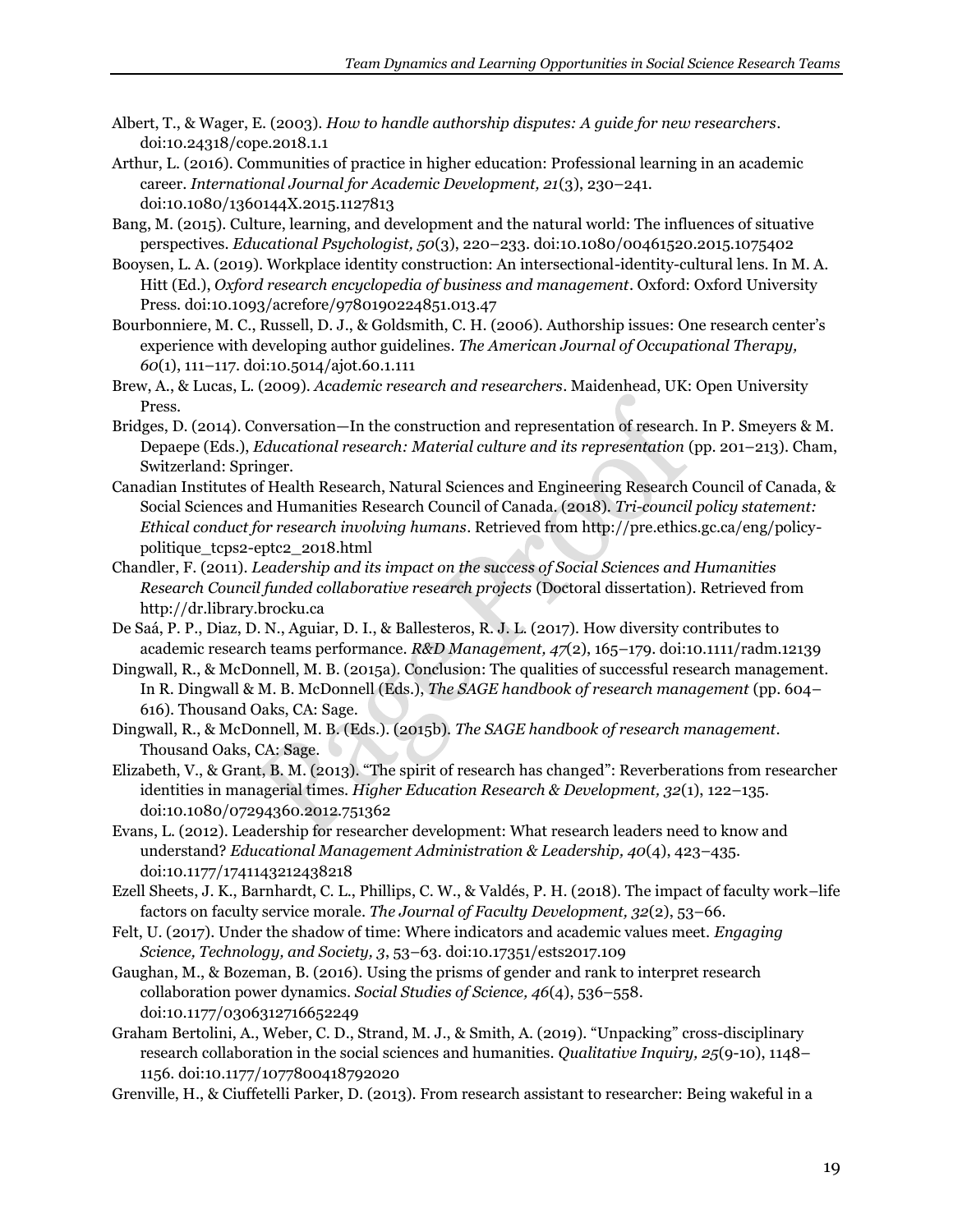Albert, T., & Wager, E. (2003). *How to handle authorship disputes: A guide for new researchers*. doi:10.24318/cope.2018.1.1

Arthur, L. (2016). Communities of practice in higher education: Professional learning in an academic career. *International Journal for Academic Development, 21*(3), 230–241. doi:10.1080/1360144X.2015.1127813

Bang, M. (2015). Culture, learning, and development and the natural world: The influences of situative perspectives. *Educational Psychologist, 50*(3), 220–233. doi:10.1080/00461520.2015.1075402

Booysen, L. A. (2019). Workplace identity construction: An intersectional-identity-cultural lens. In M. A. Hitt (Ed.), *Oxford research encyclopedia of business and management*. Oxford: Oxford University Press. doi:10.1093/acrefore/9780190224851.013.47

Bourbonniere, M. C., Russell, D. J., & Goldsmith, C. H. (2006). Authorship issues: One research center's experience with developing author guidelines. *The American Journal of Occupational Therapy, 60*(1), 111–117. doi:10.5014/ajot.60.1.111

Brew, A., & Lucas, L. (2009). *Academic research and researchers*. Maidenhead, UK: Open University Press.

Bridges, D. (2014). Conversation—In the construction and representation of research. In P. Smeyers & M. Depaepe (Eds.), *Educational research: Material culture and its representation* (pp. 201–213). Cham, Switzerland: Springer.

Canadian Institutes of Health Research, Natural Sciences and Engineering Research Council of Canada, & Social Sciences and Humanities Research Council of Canada. (2018). *Tri-council policy statement: Ethical conduct for research involving humans*. Retrieved from http://pre.ethics.gc.ca/eng/policy-politique_tcps2-eptc2_2018.html

Chandler, F. (2011). *Leadership and its impact on the success of Social Sciences and Humanities Research Council funded collaborative research projects* (Doctoral dissertation). Retrieved from http://dr.library.brocku.ca

De Saá, P. P., Diaz, D. N., Aguiar, D. I., & Ballesteros, R. J. L. (2017). How diversity contributes to academic research teams performance. *R&D Management, 47*(2), 165–179. doi:10.1111/radm.12139

Dingwall, R., & McDonnell, M. B. (2015a). Conclusion: The qualities of successful research management. In R. Dingwall & M. B. McDonnell (Eds.), *The SAGE handbook of research management* (pp. 604–616). Thousand Oaks, CA: Sage.

Dingwall, R., & McDonnell, M. B. (Eds.). (2015b). *The SAGE handbook of research management*. Thousand Oaks, CA: Sage.

Elizabeth, V., & Grant, B. M. (2013). "The spirit of research has changed": Reverberations from researcher identities in managerial times. *Higher Education Research & Development, 32*(1), 122–135. doi:10.1080/07294360.2012.751362

Evans, L. (2012). Leadership for researcher development: What research leaders need to know and understand? *Educational Management Administration & Leadership, 40*(4), 423–435. doi:10.1177/1741143212438218

Ezell Sheets, J. K., Barnhardt, C. L., Phillips, C. W., & Valdés, P. H. (2018). The impact of faculty work–life factors on faculty service morale. *The Journal of Faculty Development, 32*(2), 53–66.

Felt, U. (2017). Under the shadow of time: Where indicators and academic values meet. *Engaging Science, Technology, and Society, 3*, 53–63. doi:10.17351/ests2017.109

Gaughan, M., & Bozeman, B. (2016). Using the prisms of gender and rank to interpret research collaboration power dynamics. *Social Studies of Science, 46*(4), 536–558. doi:10.1177/0306312716652249

Graham Bertolini, A., Weber, C. D., Strand, M. J., & Smith, A. (2019). "Unpacking" cross-disciplinary research collaboration in the social sciences and humanities. *Qualitative Inquiry, 25*(9-10), 1148–1156. doi:10.1177/1077800418792020

Grenville, H., & Ciuffetelli Parker, D. (2013). From research assistant to researcher: Being wakeful in a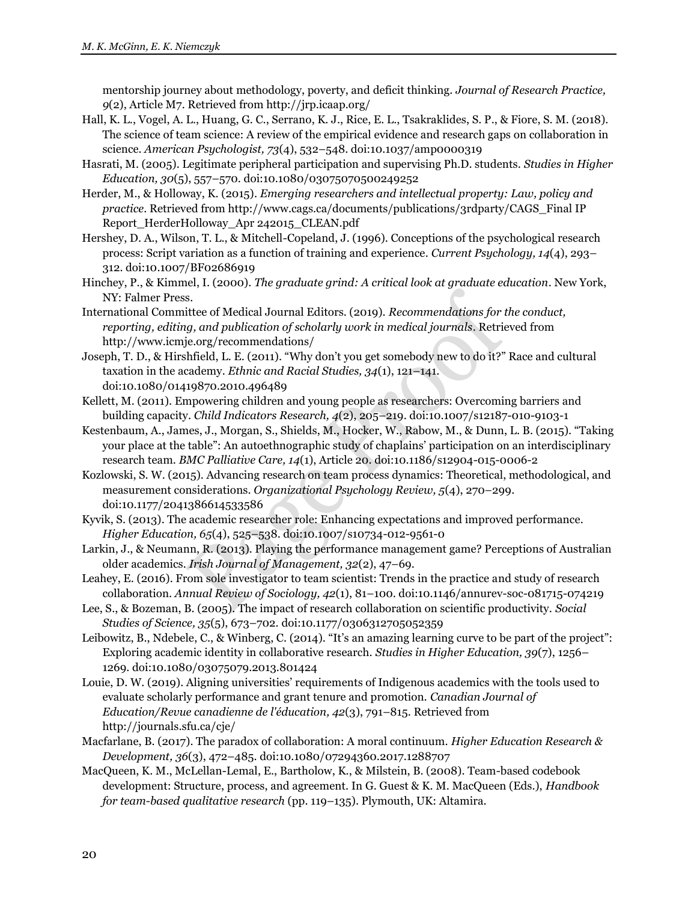mentorship journey about methodology, poverty, and deficit thinking. *Journal of Research Practice, 9*(2), Article M7. Retrieved from http://jrp.icaap.org/

Hall, K. L., Vogel, A. L., Huang, G. C., Serrano, K. J., Rice, E. L., Tsakraklides, S. P., & Fiore, S. M. (2018). The science of team science: A review of the empirical evidence and research gaps on collaboration in science. *American Psychologist, 73*(4), 532–548. doi:10.1037/amp0000319

Hasrati, M. (2005). Legitimate peripheral participation and supervising Ph.D. students. *Studies in Higher Education, 30*(5), 557–570. doi:10.1080/03075070500249252

Herder, M., & Holloway, K. (2015). *Emerging researchers and intellectual property: Law, policy and practice*. Retrieved from http://www.cags.ca/documents/publications/3rdparty/CAGS_Final IP Report_HerderHolloway_Apr 242015_CLEAN.pdf

Hershey, D. A., Wilson, T. L., & Mitchell-Copeland, J. (1996). Conceptions of the psychological research process: Script variation as a function of training and experience. *Current Psychology, 14*(4), 293–312. doi:10.1007/BF02686919

Hinchey, P., & Kimmel, I. (2000). *The graduate grind: A critical look at graduate education*. New York, NY: Falmer Press.

International Committee of Medical Journal Editors. (2019). *Recommendations for the conduct, reporting, editing, and publication of scholarly work in medical journals*. Retrieved from http://www.icmje.org/recommendations/

Joseph, T. D., & Hirshfield, L. E. (2011). "Why don't you get somebody new to do it?" Race and cultural taxation in the academy. *Ethnic and Racial Studies, 34*(1), 121–141. doi:10.1080/01419870.2010.496489

Kellett, M. (2011). Empowering children and young people as researchers: Overcoming barriers and building capacity. *Child Indicators Research, 4*(2), 205–219. doi:10.1007/s12187-010-9103-1

Kestenbaum, A., James, J., Morgan, S., Shields, M., Hocker, W., Rabow, M., & Dunn, L. B. (2015). "Taking your place at the table": An autoethnographic study of chaplains' participation on an interdisciplinary research team. *BMC Palliative Care, 14*(1), Article 20. doi:10.1186/s12904-015-0006-2

Kozlowski, S. W. (2015). Advancing research on team process dynamics: Theoretical, methodological, and measurement considerations. *Organizational Psychology Review, 5*(4), 270–299. doi:10.1177/2041386614533586

Kyvik, S. (2013). The academic researcher role: Enhancing expectations and improved performance. *Higher Education, 65*(4), 525–538. doi:10.1007/s10734-012-9561-0

Larkin, J., & Neumann, R. (2013). Playing the performance management game? Perceptions of Australian older academics. *Irish Journal of Management, 32*(2), 47–69.

Leahey, E. (2016). From sole investigator to team scientist: Trends in the practice and study of research collaboration. *Annual Review of Sociology, 42*(1), 81–100. doi:10.1146/annurev-soc-081715-074219

Lee, S., & Bozeman, B. (2005). The impact of research collaboration on scientific productivity. *Social Studies of Science, 35*(5), 673–702. doi:10.1177/0306312705052359

Leibowitz, B., Ndebele, C., & Winberg, C. (2014). "It's an amazing learning curve to be part of the project": Exploring academic identity in collaborative research. *Studies in Higher Education, 39*(7), 1256–1269. doi:10.1080/03075079.2013.801424

Louie, D. W. (2019). Aligning universities' requirements of Indigenous academics with the tools used to evaluate scholarly performance and grant tenure and promotion. *Canadian Journal of Education/Revue canadienne de l'éducation, 42*(3), 791–815. Retrieved from http://journals.sfu.ca/cje/

Macfarlane, B. (2017). The paradox of collaboration: A moral continuum. *Higher Education Research & Development, 36*(3), 472–485. doi:10.1080/07294360.2017.1288707

MacQueen, K. M., McLellan-Lemal, E., Bartholow, K., & Milstein, B. (2008). Team-based codebook development: Structure, process, and agreement. In G. Guest & K. M. MacQueen (Eds.), *Handbook for team-based qualitative research* (pp. 119–135). Plymouth, UK: Altamira.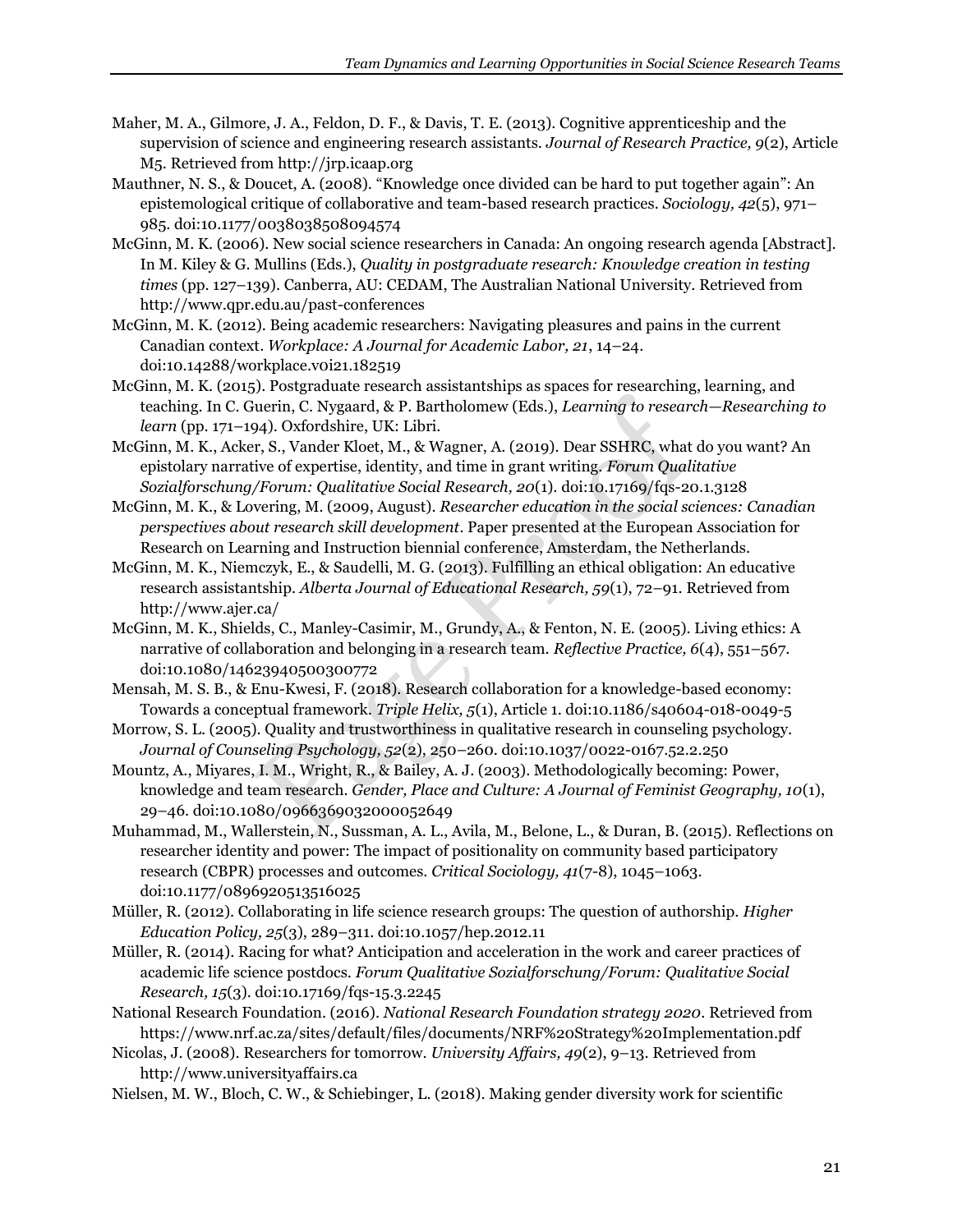Maher, M. A., Gilmore, J. A., Feldon, D. F., & Davis, T. E. (2013). Cognitive apprenticeship and the supervision of science and engineering research assistants. *Journal of Research Practice, 9*(2), Article M5. Retrieved from http://jrp.icaap.org

Mauthner, N. S., & Doucet, A. (2008). "Knowledge once divided can be hard to put together again": An epistemological critique of collaborative and team-based research practices. *Sociology, 42*(5), 971–985. doi:10.1177/0038038508094574

McGinn, M. K. (2006). New social science researchers in Canada: An ongoing research agenda [Abstract]. In M. Kiley & G. Mullins (Eds.), *Quality in postgraduate research: Knowledge creation in testing times* (pp. 127–139). Canberra, AU: CEDAM, The Australian National University. Retrieved from http://www.qpr.edu.au/past-conferences

McGinn, M. K. (2012). Being academic researchers: Navigating pleasures and pains in the current Canadian context. *Workplace: A Journal for Academic Labor, 21*, 14–24. doi:10.14288/workplace.v0i21.182519

McGinn, M. K. (2015). Postgraduate research assistantships as spaces for researching, learning, and teaching. In C. Guerin, C. Nygaard, & P. Bartholomew (Eds.), *Learning to research—Researching to learn* (pp. 171–194). Oxfordshire, UK: Libri.

McGinn, M. K., Acker, S., Vander Kloet, M., & Wagner, A. (2019). Dear SSHRC, what do you want? An epistolary narrative of expertise, identity, and time in grant writing. *Forum Qualitative Sozialforschung/Forum: Qualitative Social Research, 20*(1). doi:10.17169/fqs-20.1.3128

McGinn, M. K., & Lovering, M. (2009, August). *Researcher education in the social sciences: Canadian perspectives about research skill development*. Paper presented at the European Association for Research on Learning and Instruction biennial conference, Amsterdam, the Netherlands.

McGinn, M. K., Niemczyk, E., & Saudelli, M. G. (2013). Fulfilling an ethical obligation: An educative research assistantship. *Alberta Journal of Educational Research, 59*(1), 72–91. Retrieved from http://www.ajer.ca/

McGinn, M. K., Shields, C., Manley-Casimir, M., Grundy, A., & Fenton, N. E. (2005). Living ethics: A narrative of collaboration and belonging in a research team. *Reflective Practice, 6*(4), 551–567. doi:10.1080/14623940500300772

Mensah, M. S. B., & Enu-Kwesi, F. (2018). Research collaboration for a knowledge-based economy: Towards a conceptual framework. *Triple Helix, 5*(1), Article 1. doi:10.1186/s40604-018-0049-5

Morrow, S. L. (2005). Quality and trustworthiness in qualitative research in counseling psychology. *Journal of Counseling Psychology, 52*(2), 250–260. doi:10.1037/0022-0167.52.2.250

Mountz, A., Miyares, I. M., Wright, R., & Bailey, A. J. (2003). Methodologically becoming: Power, knowledge and team research. *Gender, Place and Culture: A Journal of Feminist Geography, 10*(1), 29–46. doi:10.1080/0966369032000052649

Muhammad, M., Wallerstein, N., Sussman, A. L., Avila, M., Belone, L., & Duran, B. (2015). Reflections on researcher identity and power: The impact of positionality on community based participatory research (CBPR) processes and outcomes. *Critical Sociology, 41*(7-8), 1045–1063. doi:10.1177/0896920513516025

Müller, R. (2012). Collaborating in life science research groups: The question of authorship. *Higher Education Policy, 25*(3), 289–311. doi:10.1057/hep.2012.11

Müller, R. (2014). Racing for what? Anticipation and acceleration in the work and career practices of academic life science postdocs. *Forum Qualitative Sozialforschung/Forum: Qualitative Social Research, 15*(3). doi:10.17169/fqs-15.3.2245

National Research Foundation. (2016). *National Research Foundation strategy 2020*. Retrieved from https://www.nrf.ac.za/sites/default/files/documents/NRF%20Strategy%20Implementation.pdf

Nicolas, J. (2008). Researchers for tomorrow. *University Affairs, 49*(2), 9–13. Retrieved from http://www.universityaffairs.ca

Nielsen, M. W., Bloch, C. W., & Schiebinger, L. (2018). Making gender diversity work for scientific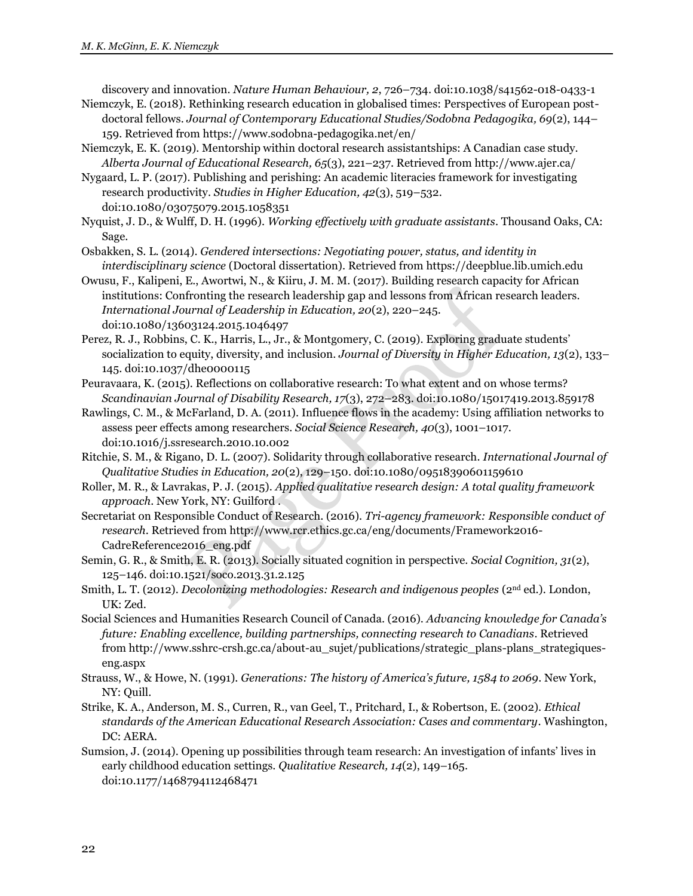discovery and innovation. *Nature Human Behaviour, 2*, 726–734. doi:10.1038/s41562-018-0433-1

Niemczyk, E. (2018). Rethinking research education in globalised times: Perspectives of European post-doctoral fellows. *Journal of Contemporary Educational Studies/Sodobna Pedagogika, 69*(2), 144–159. Retrieved from https://www.sodobna-pedagogika.net/en/

Niemczyk, E. K. (2019). Mentorship within doctoral research assistantships: A Canadian case study. *Alberta Journal of Educational Research, 65*(3), 221–237. Retrieved from http://www.ajer.ca/

Nygaard, L. P. (2017). Publishing and perishing: An academic literacies framework for investigating research productivity. *Studies in Higher Education, 42*(3), 519–532. doi:10.1080/03075079.2015.1058351

Nyquist, J. D., & Wulff, D. H. (1996). *Working effectively with graduate assistants*. Thousand Oaks, CA: Sage.

Osbakken, S. L. (2014). *Gendered intersections: Negotiating power, status, and identity in interdisciplinary science* (Doctoral dissertation). Retrieved from https://deepblue.lib.umich.edu

Owusu, F., Kalipeni, E., Awortwi, N., & Kiiru, J. M. M. (2017). Building research capacity for African institutions: Confronting the research leadership gap and lessons from African research leaders. *International Journal of Leadership in Education, 20*(2), 220–245. doi:10.1080/13603124.2015.1046497

Perez, R. J., Robbins, C. K., Harris, L., Jr., & Montgomery, C. (2019). Exploring graduate students' socialization to equity, diversity, and inclusion. *Journal of Diversity in Higher Education, 13*(2), 133–145. doi:10.1037/dhe0000115

Peuravaara, K. (2015). Reflections on collaborative research: To what extent and on whose terms? *Scandinavian Journal of Disability Research, 17*(3), 272–283. doi:10.1080/15017419.2013.859178

Rawlings, C. M., & McFarland, D. A. (2011). Influence flows in the academy: Using affiliation networks to assess peer effects among researchers. *Social Science Research, 40*(3), 1001–1017. doi:10.1016/j.ssresearch.2010.10.002

Ritchie, S. M., & Rigano, D. L. (2007). Solidarity through collaborative research. *International Journal of Qualitative Studies in Education, 20*(2), 129–150. doi:10.1080/09518390601159610

Roller, M. R., & Lavrakas, P. J. (2015). *Applied qualitative research design: A total quality framework approach*. New York, NY: Guilford .

Secretariat on Responsible Conduct of Research. (2016). *Tri-agency framework: Responsible conduct of research*. Retrieved from http://www.rcr.ethics.gc.ca/eng/documents/Framework2016-CadreReference2016_eng.pdf

Semin, G. R., & Smith, E. R. (2013). Socially situated cognition in perspective. *Social Cognition, 31*(2), 125–146. doi:10.1521/soco.2013.31.2.125

Smith, L. T. (2012). *Decolonizing methodologies: Research and indigenous peoples* (2nd ed.). London, UK: Zed.

Social Sciences and Humanities Research Council of Canada. (2016). *Advancing knowledge for Canada's future: Enabling excellence, building partnerships, connecting research to Canadians*. Retrieved from http://www.sshrc-crsh.gc.ca/about-au_sujet/publications/strategic_plans-plans_strategiques-eng.aspx

Strauss, W., & Howe, N. (1991). *Generations: The history of America's future, 1584 to 2069*. New York, NY: Quill.

Strike, K. A., Anderson, M. S., Curren, R., van Geel, T., Pritchard, I., & Robertson, E. (2002). *Ethical standards of the American Educational Research Association: Cases and commentary*. Washington, DC: AERA.

Sumsion, J. (2014). Opening up possibilities through team research: An investigation of infants' lives in early childhood education settings. *Qualitative Research, 14*(2), 149–165. doi:10.1177/1468794112468471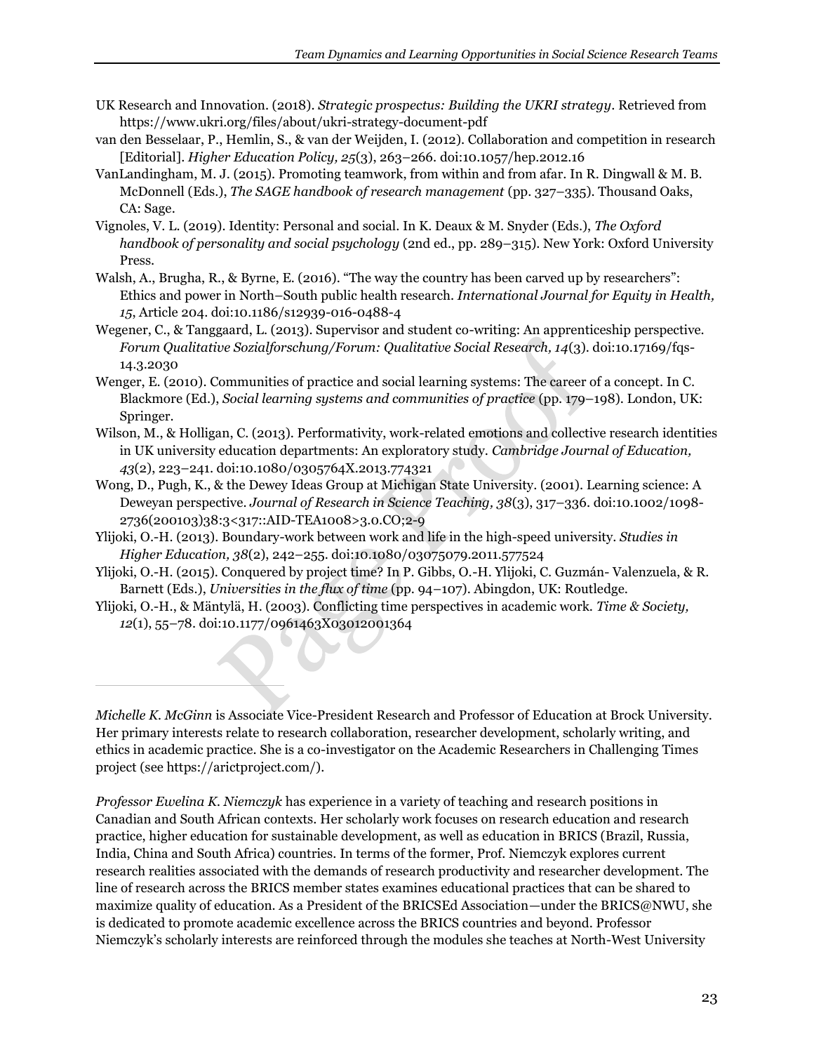UK Research and Innovation. (2018). *Strategic prospectus: Building the UKRI strategy*. Retrieved from https://www.ukri.org/files/about/ukri-strategy-document-pdf

van den Besselaar, P., Hemlin, S., & van der Weijden, I. (2012). Collaboration and competition in research [Editorial]. *Higher Education Policy, 25*(3), 263–266. doi:10.1057/hep.2012.16

VanLandingham, M. J. (2015). Promoting teamwork, from within and from afar. In R. Dingwall & M. B. McDonnell (Eds.), *The SAGE handbook of research management* (pp. 327–335). Thousand Oaks, CA: Sage.

Vignoles, V. L. (2019). Identity: Personal and social. In K. Deaux & M. Snyder (Eds.), *The Oxford handbook of personality and social psychology* (2nd ed., pp. 289–315). New York: Oxford University Press.

Walsh, A., Brugha, R., & Byrne, E. (2016). "The way the country has been carved up by researchers": Ethics and power in North–South public health research. *International Journal for Equity in Health, 15*, Article 204. doi:10.1186/s12939-016-0488-4

Wegener, C., & Tanggaard, L. (2013). Supervisor and student co-writing: An apprenticeship perspective. *Forum Qualitative Sozialforschung/Forum: Qualitative Social Research, 14*(3). doi:10.17169/fqs-14.3.2030

Wenger, E. (2010). Communities of practice and social learning systems: The career of a concept. In C. Blackmore (Ed.), *Social learning systems and communities of practice* (pp. 179–198). London, UK: Springer.

Wilson, M., & Holligan, C. (2013). Performativity, work-related emotions and collective research identities in UK university education departments: An exploratory study. *Cambridge Journal of Education, 43*(2), 223–241. doi:10.1080/0305764X.2013.774321

Wong, D., Pugh, K., & the Dewey Ideas Group at Michigan State University. (2001). Learning science: A Deweyan perspective. *Journal of Research in Science Teaching, 38*(3), 317–336. doi:10.1002/1098-2736(200103)38:3<317::AID-TEA1008>3.0.CO;2-9

Ylijoki, O.-H. (2013). Boundary-work between work and life in the high-speed university. *Studies in Higher Education, 38*(2), 242–255. doi:10.1080/03075079.2011.577524

Ylijoki, O.-H. (2015). Conquered by project time? In P. Gibbs, O.-H. Ylijoki, C. Guzmán- Valenzuela, & R. Barnett (Eds.), *Universities in the flux of time* (pp. 94–107). Abingdon, UK: Routledge.

Ylijoki, O.-H., & Mäntylä, H. (2003). Conflicting time perspectives in academic work. *Time & Society, 12*(1), 55–78. doi:10.1177/0961463X03012001364

---

*Michelle K. McGinn* is Associate Vice-President Research and Professor of Education at Brock University. Her primary interests relate to research collaboration, researcher development, scholarly writing, and ethics in academic practice. She is a co-investigator on the Academic Researchers in Challenging Times project (see https://arictproject.com/).

*Professor Ewelina K. Niemczyk* has experience in a variety of teaching and research positions in Canadian and South African contexts. Her scholarly work focuses on research education and research practice, higher education for sustainable development, as well as education in BRICS (Brazil, Russia, India, China and South Africa) countries. In terms of the former, Prof. Niemczyk explores current research realities associated with the demands of research productivity and researcher development. The line of research across the BRICS member states examines educational practices that can be shared to maximize quality of education. As a President of the BRICSEd Association—under the BRICS@NWU, she is dedicated to promote academic excellence across the BRICS countries and beyond. Professor Niemczyk's scholarly interests are reinforced through the modules she teaches at North-West University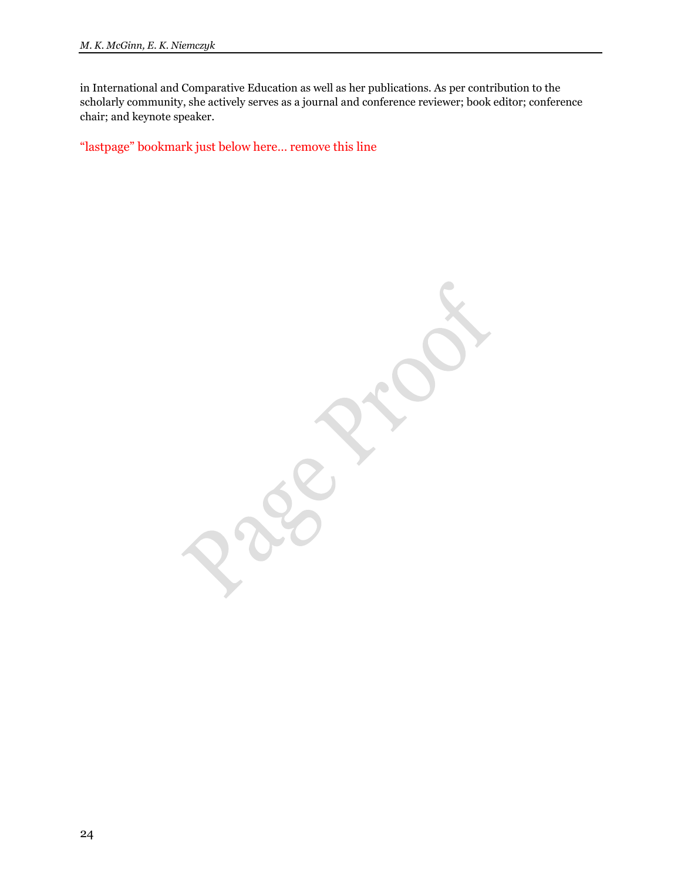in International and Comparative Education as well as her publications. As per contribution to the scholarly community, she actively serves as a journal and conference reviewer; book editor; conference chair; and keynote speaker.

"lastpage" bookmark just below here… remove this line